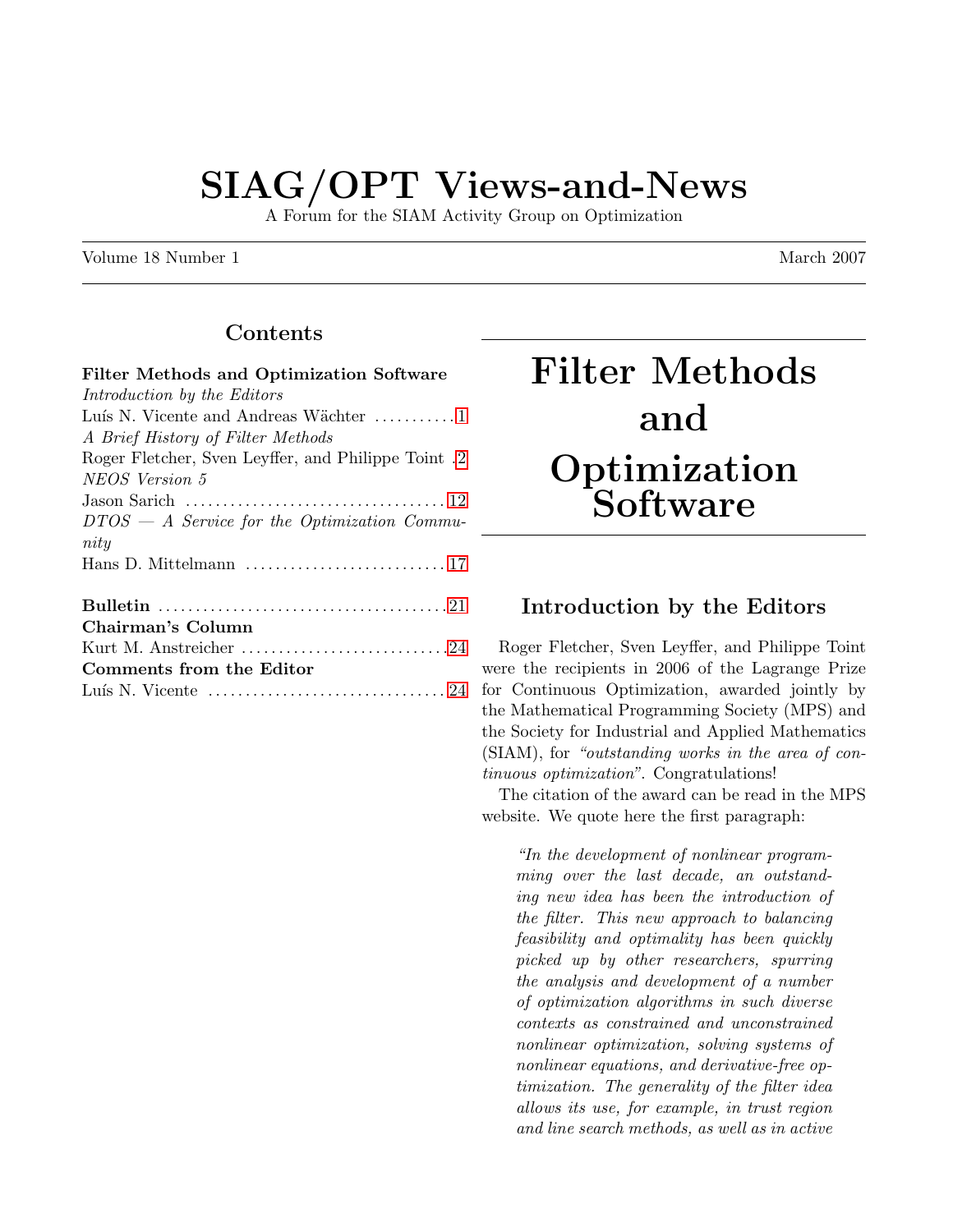# SIAG/OPT Views-and-News

A Forum for the SIAM Activity Group on Optimization

Volume 18 Number 1 March 2007

## Contents

**Filter Methods and Optimization Software**

*Introduction by the Editors*
Luís N. Vicente and Andreas Wächter .......... 1

*A Brief History of Filter Methods*
Roger Fletcher, Sven Leyffer, and Philippe Toint .. 2

*NEOS Version 5*
Jason Sarich .......... 12

*DTOS — A Service for the Optimization Community*
Hans D. Mittelmann .......... 17

**Bulletin** .......... 21

**Chairman's Column**
Kurt M. Anstreicher .......... 24

**Comments from the Editor**
Luís N. Vicente .......... 24

# Filter Methods and Optimization Software

## Introduction by the Editors

Roger Fletcher, Sven Leyffer, and Philippe Toint were the recipients in 2006 of the Lagrange Prize for Continuous Optimization, awarded jointly by the Mathematical Programming Society (MPS) and the Society for Industrial and Applied Mathematics (SIAM), for *"outstanding works in the area of continuous optimization"*. Congratulations!

The citation of the award can be read in the MPS website. We quote here the first paragraph:

> *"In the development of nonlinear programming over the last decade, an outstanding new idea has been the introduction of the filter. This new approach to balancing feasibility and optimality has been quickly picked up by other researchers, spurring the analysis and development of a number of optimization algorithms in such diverse contexts as constrained and unconstrained nonlinear optimization, solving systems of nonlinear equations, and derivative-free optimization. The generality of the filter idea allows its use, for example, in trust region and line search methods, as well as in active*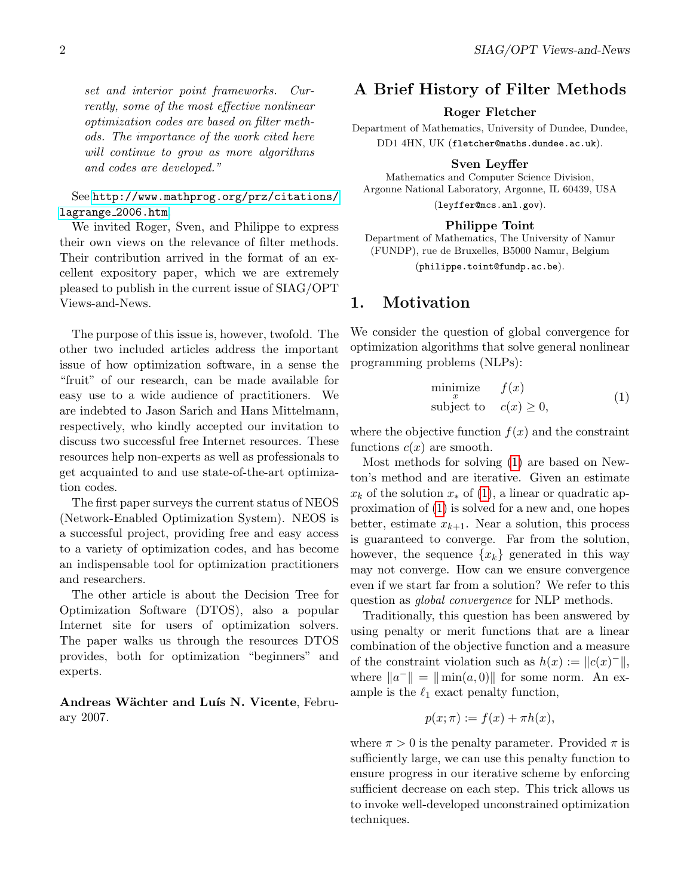*set and interior point frameworks. Currently, some of the most effective nonlinear optimization codes are based on filter methods. The importance of the work cited here will continue to grow as more algorithms and codes are developed."*

See http://www.mathprog.org/prz/citations/lagrange_2006.htm.

We invited Roger, Sven, and Philippe to express their own views on the relevance of filter methods. Their contribution arrived in the format of an excellent expository paper, which we are extremely pleased to publish in the current issue of SIAG/OPT Views-and-News.

The purpose of this issue is, however, twofold. The other two included articles address the important issue of how optimization software, in a sense the "fruit" of our research, can be made available for easy use to a wide audience of practitioners. We are indebted to Jason Sarich and Hans Mittelmann, respectively, who kindly accepted our invitation to discuss two successful free Internet resources. These resources help non-experts as well as professionals to get acquainted to and use state-of-the-art optimization codes.

The first paper surveys the current status of NEOS (Network-Enabled Optimization System). NEOS is a successful project, providing free and easy access to a variety of optimization codes, and has become an indispensable tool for optimization practitioners and researchers.

The other article is about the Decision Tree for Optimization Software (DTOS), also a popular Internet site for users of optimization solvers. The paper walks us through the resources DTOS provides, both for optimization "beginners" and experts.

**Andreas Wächter and Luís N. Vicente**, February 2007.

# A Brief History of Filter Methods

**Roger Fletcher**

Department of Mathematics, University of Dundee, Dundee, DD1 4HN, UK (fletcher@maths.dundee.ac.uk).

**Sven Leyffer**

Mathematics and Computer Science Division, Argonne National Laboratory, Argonne, IL 60439, USA (leyffer@mcs.anl.gov).

**Philippe Toint**

Department of Mathematics, The University of Namur (FUNDP), rue de Bruxelles, B5000 Namur, Belgium (philippe.toint@fundp.ac.be).

## 1. Motivation

We consider the question of global convergence for optimization algorithms that solve general nonlinear programming problems (NLPs):

$$\begin{array}{ll} \underset{x}{\text{minimize}} & f(x) \\ \text{subject to} & c(x) \geq 0, \end{array} \tag{1}$$

where the objective function $f(x)$ and the constraint functions $c(x)$ are smooth.

Most methods for solving (1) are based on Newton's method and are iterative. Given an estimate $x_k$ of the solution $x_*$ of (1), a linear or quadratic approximation of (1) is solved for a new and, one hopes better, estimate $x_{k+1}$. Near a solution, this process is guaranteed to converge. Far from the solution, however, the sequence $\{x_k\}$ generated in this way may not converge. How can we ensure convergence even if we start far from a solution? We refer to this question as *global convergence* for NLP methods.

Traditionally, this question has been answered by using penalty or merit functions that are a linear combination of the objective function and a measure of the constraint violation such as $h(x) := \|c(x)^-\|$, where $\|a^-\| = \|\min(a, 0)\|$ for some norm. An example is the $\ell_1$ exact penalty function,

$$p(x; \pi) := f(x) + \pi h(x),$$

where $\pi > 0$ is the penalty parameter. Provided $\pi$ is sufficiently large, we can use this penalty function to ensure progress in our iterative scheme by enforcing sufficient decrease on each step. This trick allows us to invoke well-developed unconstrained optimization techniques.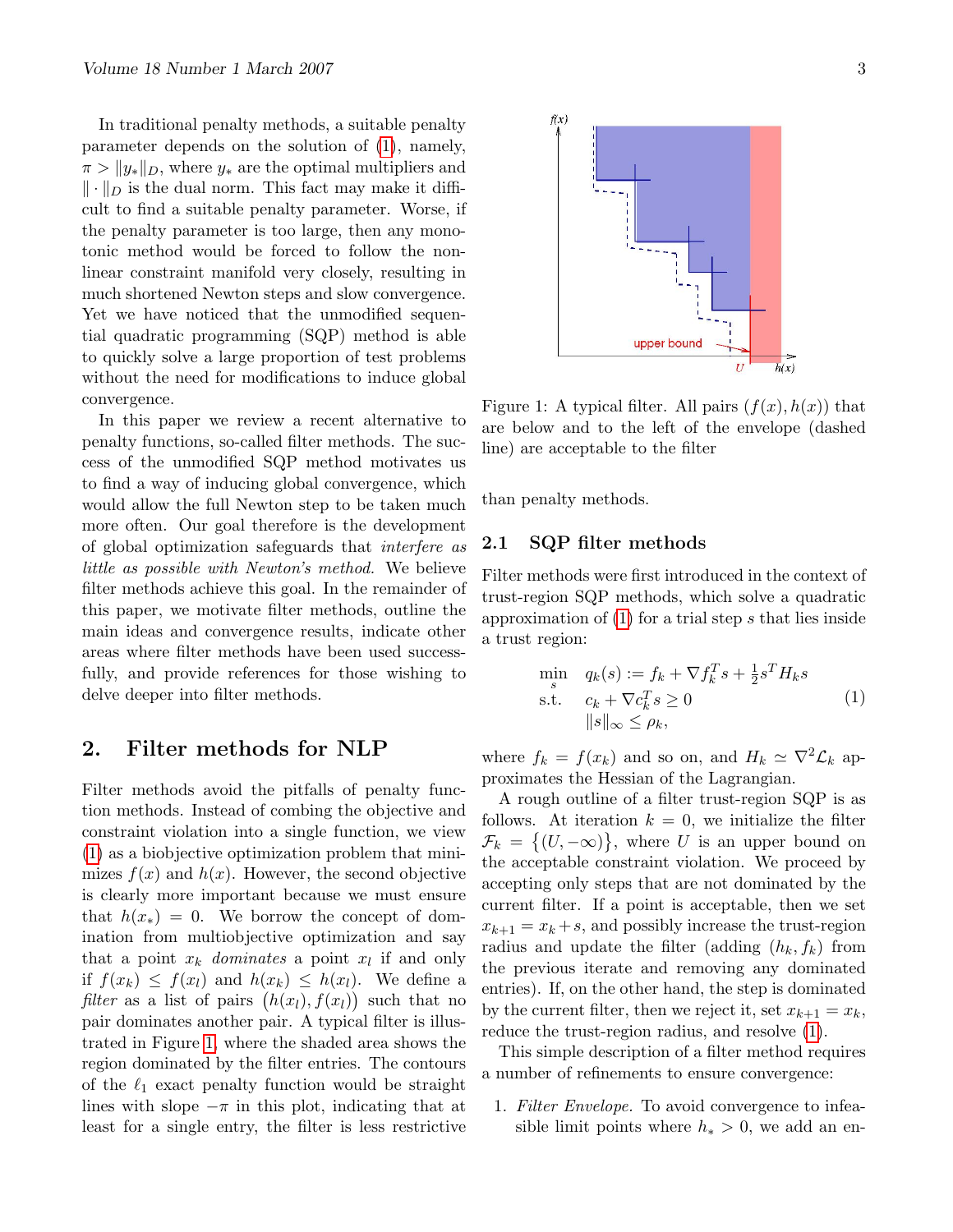In traditional penalty methods, a suitable penalty parameter depends on the solution of (1), namely, $\pi > \|y_*\|_D$, where $y_*$ are the optimal multipliers and $\|\cdot\|_D$ is the dual norm. This fact may make it difficult to find a suitable penalty parameter. Worse, if the penalty parameter is too large, then any monotonic method would be forced to follow the nonlinear constraint manifold very closely, resulting in much shortened Newton steps and slow convergence. Yet we have noticed that the unmodified sequential quadratic programming (SQP) method is able to quickly solve a large proportion of test problems without the need for modifications to induce global convergence.

In this paper we review a recent alternative to penalty functions, so-called filter methods. The success of the unmodified SQP method motivates us to find a way of inducing global convergence, which would allow the full Newton step to be taken much more often. Our goal therefore is the development of global optimization safeguards that *interfere as little as possible with Newton's method.* We believe filter methods achieve this goal. In the remainder of this paper, we motivate filter methods, outline the main ideas and convergence results, indicate other areas where filter methods have been used successfully, and provide references for those wishing to delve deeper into filter methods.

## 2. Filter methods for NLP

Filter methods avoid the pitfalls of penalty function methods. Instead of combing the objective and constraint violation into a single function, we view (1) as a biobjective optimization problem that minimizes $f(x)$ and $h(x)$. However, the second objective is clearly more important because we must ensure that $h(x_*) = 0$. We borrow the concept of domination from multiobjective optimization and say that a point $x_k$ *dominates* a point $x_l$ if and only if $f(x_k) \le f(x_l)$ and $h(x_k) \le h(x_l)$. We define a *filter* as a list of pairs $\big(h(x_l), f(x_l)\big)$ such that no pair dominates another pair. A typical filter is illustrated in Figure 1, where the shaded area shows the region dominated by the filter entries. The contours of the $\ell_1$ exact penalty function would be straight lines with slope $-\pi$ in this plot, indicating that at least for a single entry, the filter is less restrictive than penalty methods.

Figure 1: A typical filter. All pairs $(f(x), h(x))$ that are below and to the left of the envelope (dashed line) are acceptable to the filter

### 2.1 SQP filter methods

Filter methods were first introduced in the context of trust-region SQP methods, which solve a quadratic approximation of (1) for a trial step $s$ that lies inside a trust region:

$$
\begin{array}{ll}
\underset{s}{\min} & q_k(s) := f_k + \nabla f_k^T s + \frac{1}{2} s^T H_k s \\
\text{s.t.} & c_k + \nabla c_k^T s \ge 0 \\
 & \|s\|_\infty \le \rho_k,
\end{array} \qquad (1)
$$

where $f_k = f(x_k)$ and so on, and $H_k \simeq \nabla^2 \mathcal{L}_k$ approximates the Hessian of the Lagrangian.

A rough outline of a filter trust-region SQP is as follows. At iteration $k = 0$, we initialize the filter $\mathcal{F}_k = \big\{(U, -\infty)\big\}$, where $U$ is an upper bound on the acceptable constraint violation. We proceed by accepting only steps that are not dominated by the current filter. If a point is acceptable, then we set $x_{k+1} = x_k + s$, and possibly increase the trust-region radius and update the filter (adding $(h_k, f_k)$ from the previous iterate and removing any dominated entries). If, on the other hand, the step is dominated by the current filter, then we reject it, set $x_{k+1} = x_k$, reduce the trust-region radius, and resolve (1).

This simple description of a filter method requires a number of refinements to ensure convergence:

1. *Filter Envelope.* To avoid convergence to infeasible limit points where $h_* > 0$, we add an en-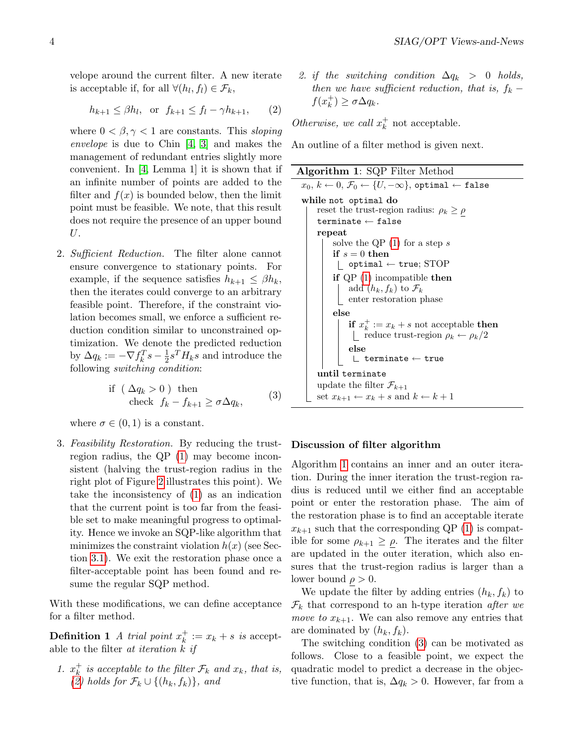velope around the current filter. A new iterate is acceptable if, for all $\forall (h_l, f_l) \in \mathcal{F}_k$,

$$h_{k+1} \le \beta h_l, \;\; \text{or} \;\; f_{k+1} \le f_l - \gamma h_{k+1}, \qquad (2)$$

where $0 < \beta, \gamma < 1$ are constants. This *sloping envelope* is due to Chin [4, 3] and makes the management of redundant entries slightly more convenient. In [4, Lemma 1] it is shown that if an infinite number of points are added to the filter and $f(x)$ is bounded below, then the limit point must be feasible. We note, that this result does not require the presence of an upper bound $U$.

2. *Sufficient Reduction.* The filter alone cannot ensure convergence to stationary points. For example, if the sequence satisfies $h_{k+1} \le \beta h_k$, then the iterates could converge to an arbitrary feasible point. Therefore, if the constraint violation becomes small, we enforce a sufficient reduction condition similar to unconstrained optimization. We denote the predicted reduction by $\Delta q_k := -\nabla f_k^T s - \frac{1}{2} s^T H_k s$ and introduce the following *switching condition*:

$$\begin{array}{ll} \text{if} \;\; (\; \Delta q_k > 0 \;) \;\; \text{then} \\ \quad \text{check} \;\; f_k - f_{k+1} \ge \sigma \Delta q_k, \end{array} \qquad (3)$$

where $\sigma \in (0, 1)$ is a constant.

3. *Feasibility Restoration.* By reducing the trust-region radius, the QP (1) may become inconsistent (halving the trust-region radius in the right plot of Figure 2 illustrates this point). We take the inconsistency of (1) as an indication that the current point is too far from the feasible set to make meaningful progress to optimality. Hence we invoke an SQP-like algorithm that minimizes the constraint violation $h(x)$ (see Section 3.1). We exit the restoration phase once a filter-acceptable point has been found and resume the regular SQP method.

With these modifications, we can define acceptance for a filter method.

**Definition 1** *A trial point $x_k^+ := x_k + s$ is* acceptable *to the filter at iteration $k$ if*

1. *$x_k^+$ is acceptable to the filter $\mathcal{F}_k$ and $x_k$, that is, (2) holds for $\mathcal{F}_k \cup \{(h_k, f_k)\}$, and*
2. *if the switching condition $\Delta q_k > 0$ holds, then we have sufficient reduction, that is, $f_k - f(x_k^+) \ge \sigma \Delta q_k$.*

*Otherwise, we call $x_k^+$* not acceptable*.*

An outline of a filter method is given next.

**Algorithm 1**: SQP Filter Method

```
x_0, k ← 0, F_0 ← {U, −∞}, optimal ← false
while not optimal do
    reset the trust-region radius: ρ_k ≥ ρ (lower bound)
    terminate ← false
    repeat
        solve the QP (1) for a step s
        if s = 0 then
            optimal ← true; STOP
        if QP (1) incompatible then
            add (h_k, f_k) to F_k
            enter restoration phase
        else
            if x_k^+ := x_k + s not acceptable then
                reduce trust-region ρ_k ← ρ_k/2
            else
                terminate ← true
    until terminate
    update the filter F_{k+1}
    set x_{k+1} ← x_k + s and k ← k + 1
```

### Discussion of filter algorithm

Algorithm 1 contains an inner and an outer iteration. During the inner iteration the trust-region radius is reduced until we either find an acceptable point or enter the restoration phase. The aim of the restoration phase is to find an acceptable iterate $x_{k+1}$ such that the corresponding QP (1) is compatible for some $\rho_{k+1} \ge \underline{\rho}$. The iterates and the filter are updated in the outer iteration, which also ensures that the trust-region radius is larger than a lower bound $\underline{\rho} > 0$.

We update the filter by adding entries $(h_k, f_k)$ to $\mathcal{F}_k$ that correspond to an h-type iteration *after we move to* $x_{k+1}$. We can also remove any entries that are dominated by $(h_k, f_k)$.

The switching condition (3) can be motivated as follows. Close to a feasible point, we expect the quadratic model to predict a decrease in the objective function, that is, $\Delta q_k > 0$. However, far from a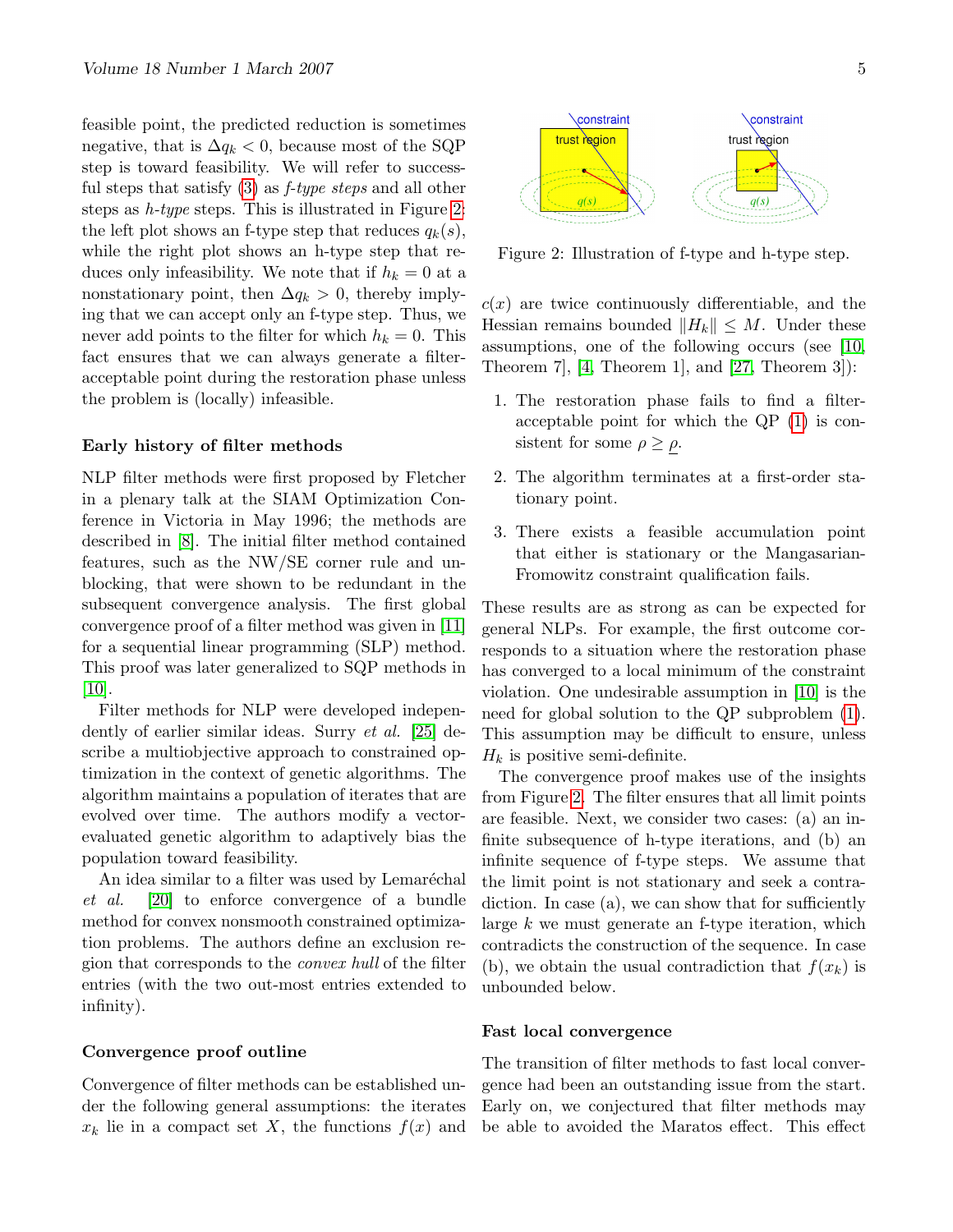feasible point, the predicted reduction is sometimes negative, that is $\Delta q_k < 0$, because most of the SQP step is toward feasibility. We will refer to successful steps that satisfy (3) as *f-type steps* and all other steps as *h-type* steps. This is illustrated in Figure 2: the left plot shows an f-type step that reduces $q_k(s)$, while the right plot shows an h-type step that reduces only infeasibility. We note that if $h_k = 0$ at a nonstationary point, then $\Delta q_k > 0$, thereby implying that we can accept only an f-type step. Thus, we never add points to the filter for which $h_k = 0$. This fact ensures that we can always generate a filter-acceptable point during the restoration phase unless the problem is (locally) infeasible.

### Early history of filter methods

NLP filter methods were first proposed by Fletcher in a plenary talk at the SIAM Optimization Conference in Victoria in May 1996; the methods are described in [8]. The initial filter method contained features, such as the NW/SE corner rule and unblocking, that were shown to be redundant in the subsequent convergence analysis. The first global convergence proof of a filter method was given in [11] for a sequential linear programming (SLP) method. This proof was later generalized to SQP methods in [10].

Filter methods for NLP were developed independently of earlier similar ideas. Surry *et al.* [25] describe a multiobjective approach to constrained optimization in the context of genetic algorithms. The algorithm maintains a population of iterates that are evolved over time. The authors modify a vector-evaluated genetic algorithm to adaptively bias the population toward feasibility.

An idea similar to a filter was used by Lemaréchal *et al.* [20] to enforce convergence of a bundle method for convex nonsmooth constrained optimization problems. The authors define an exclusion region that corresponds to the *convex hull* of the filter entries (with the two out-most entries extended to infinity).

### Convergence proof outline

Convergence of filter methods can be established under the following general assumptions: the iterates $x_k$ lie in a compact set $X$, the functions $f(x)$ and $c(x)$ are twice continuously differentiable, and the Hessian remains bounded $\|H_k\| \leq M$. Under these assumptions, one of the following occurs (see [10, Theorem 7], [4, Theorem 1], and [27, Theorem 3]):

Figure 2: Illustration of f-type and h-type step.

1. The restoration phase fails to find a filter-acceptable point for which the QP (1) is consistent for some $\rho \geq \underline{\rho}$.
2. The algorithm terminates at a first-order stationary point.
3. There exists a feasible accumulation point that either is stationary or the Mangasarian-Fromowitz constraint qualification fails.

These results are as strong as can be expected for general NLPs. For example, the first outcome corresponds to a situation where the restoration phase has converged to a local minimum of the constraint violation. One undesirable assumption in [10] is the need for global solution to the QP subproblem (1). This assumption may be difficult to ensure, unless $H_k$ is positive semi-definite.

The convergence proof makes use of the insights from Figure 2. The filter ensures that all limit points are feasible. Next, we consider two cases: (a) an infinite subsequence of h-type iterations, and (b) an infinite sequence of f-type steps. We assume that the limit point is not stationary and seek a contradiction. In case (a), we can show that for sufficiently large $k$ we must generate an f-type iteration, which contradicts the construction of the sequence. In case (b), we obtain the usual contradiction that $f(x_k)$ is unbounded below.

### Fast local convergence

The transition of filter methods to fast local convergence had been an outstanding issue from the start. Early on, we conjectured that filter methods may be able to avoided the Maratos effect. This effect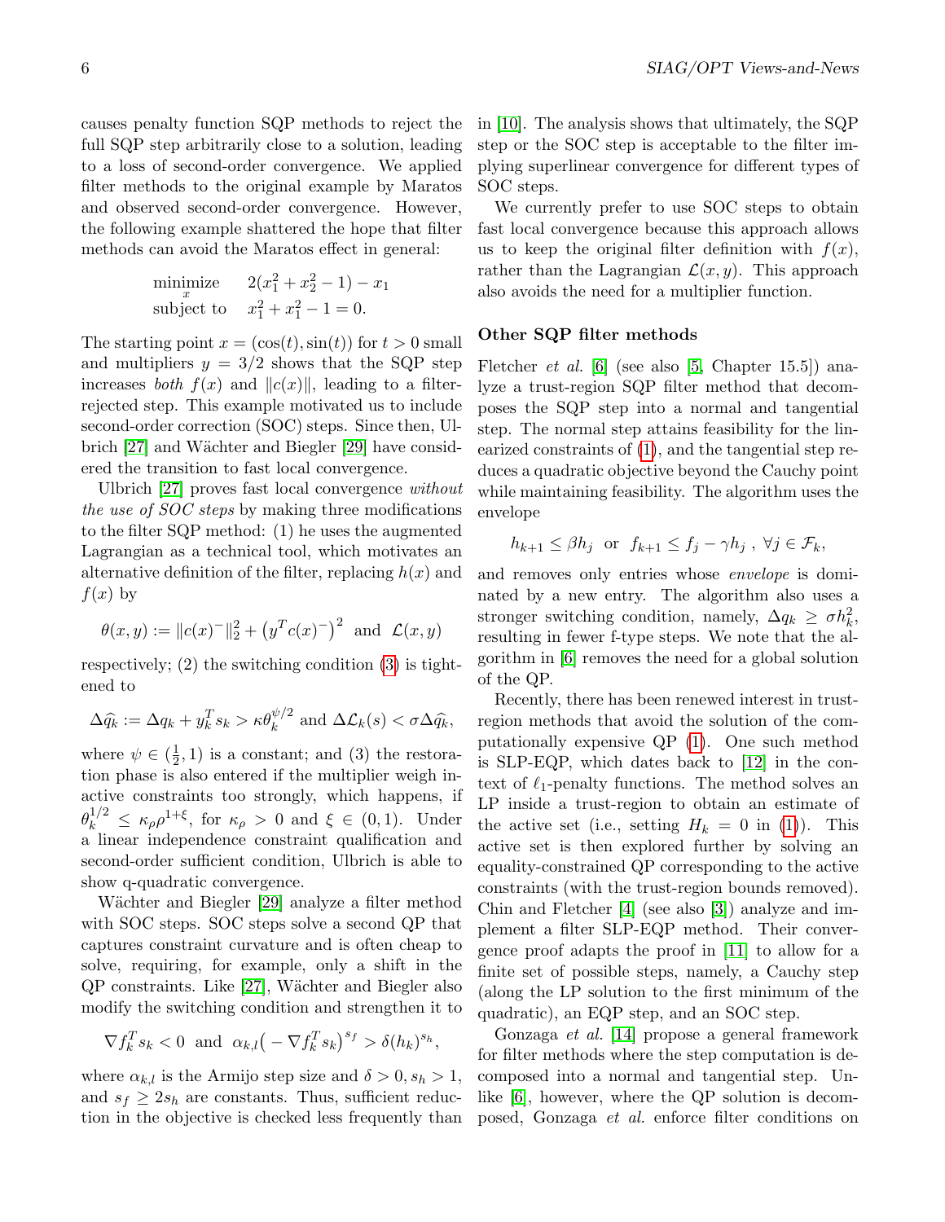causes penalty function SQP methods to reject the full SQP step arbitrarily close to a solution, leading to a loss of second-order convergence. We applied filter methods to the original example by Maratos and observed second-order convergence. However, the following example shattered the hope that filter methods can avoid the Maratos effect in general:

$$\begin{array}{ll} \underset{x}{\text{minimize}} & 2(x_1^2 + x_2^2 - 1) - x_1 \\ \text{subject to} & x_1^2 + x_1^2 - 1 = 0. \end{array}$$

The starting point $x = (\cos(t), \sin(t))$ for $t > 0$ small and multipliers $y = 3/2$ shows that the SQP step increases *both* $f(x)$ and $\|c(x)\|$, leading to a filter-rejected step. This example motivated us to include second-order correction (SOC) steps. Since then, Ulbrich [27] and Wächter and Biegler [29] have considered the transition to fast local convergence.

Ulbrich [27] proves fast local convergence *without the use of SOC steps* by making three modifications to the filter SQP method: (1) he uses the augmented Lagrangian as a technical tool, which motivates an alternative definition of the filter, replacing $h(x)$ and $f(x)$ by

$$\theta(x, y) := \|c(x)^-\|_2^2 + \left(y^T c(x)^-\right)^2 \text{ and } \mathcal{L}(x, y)$$

respectively; (2) the switching condition (3) is tightened to

$$\Delta \widehat{q_k} := \Delta q_k + y_k^T s_k > \kappa \theta_k^{\psi/2} \text{ and } \Delta \mathcal{L}_k(s) < \sigma \Delta \widehat{q_k},$$

where $\psi \in (\frac{1}{2}, 1)$ is a constant; and (3) the restoration phase is also entered if the multiplier weigh inactive constraints too strongly, which happens, if $\theta_k^{1/2} \leq \kappa_\rho \rho^{1+\xi}$, for $\kappa_\rho > 0$ and $\xi \in (0, 1)$. Under a linear independence constraint qualification and second-order sufficient condition, Ulbrich is able to show q-quadratic convergence.

Wächter and Biegler [29] analyze a filter method with SOC steps. SOC steps solve a second QP that captures constraint curvature and is often cheap to solve, requiring, for example, only a shift in the QP constraints. Like [27], Wächter and Biegler also modify the switching condition and strengthen it to

$$\nabla f_k^T s_k < 0 \text{ and } \alpha_{k,l}\big(-\nabla f_k^T s_k\big)^{s_f} > \delta (h_k)^{s_h},$$

where $\alpha_{k,l}$ is the Armijo step size and $\delta > 0, s_h > 1$, and $s_f \geq 2s_h$ are constants. Thus, sufficient reduction in the objective is checked less frequently than in [10]. The analysis shows that ultimately, the SQP step or the SOC step is acceptable to the filter implying superlinear convergence for different types of SOC steps.

We currently prefer to use SOC steps to obtain fast local convergence because this approach allows us to keep the original filter definition with $f(x)$, rather than the Lagrangian $\mathcal{L}(x, y)$. This approach also avoids the need for a multiplier function.

**Other SQP filter methods**

Fletcher *et al.* [6] (see also [5, Chapter 15.5]) analyze a trust-region SQP filter method that decomposes the SQP step into a normal and tangential step. The normal step attains feasibility for the linearized constraints of (1), and the tangential step reduces a quadratic objective beyond the Cauchy point while maintaining feasibility. The algorithm uses the envelope

$$h_{k+1} \leq \beta h_j \text{ or } f_{k+1} \leq f_j - \gamma h_j \text{ , } \forall j \in \mathcal{F}_k,$$

and removes only entries whose *envelope* is dominated by a new entry. The algorithm also uses a stronger switching condition, namely, $\Delta q_k \geq \sigma h_k^2$, resulting in fewer f-type steps. We note that the algorithm in [6] removes the need for a global solution of the QP.

Recently, there has been renewed interest in trust-region methods that avoid the solution of the computationally expensive QP (1). One such method is SLP-EQP, which dates back to [12] in the context of $\ell_1$-penalty functions. The method solves an LP inside a trust-region to obtain an estimate of the active set (i.e., setting $H_k = 0$ in (1)). This active set is then explored further by solving an equality-constrained QP corresponding to the active constraints (with the trust-region bounds removed). Chin and Fletcher [4] (see also [3]) analyze and implement a filter SLP-EQP method. Their convergence proof adapts the proof in [11] to allow for a finite set of possible steps, namely, a Cauchy step (along the LP solution to the first minimum of the quadratic), an EQP step, and an SOC step.

Gonzaga *et al.* [14] propose a general framework for filter methods where the step computation is decomposed into a normal and tangential step. Unlike [6], however, where the QP solution is decomposed, Gonzaga *et al.* enforce filter conditions on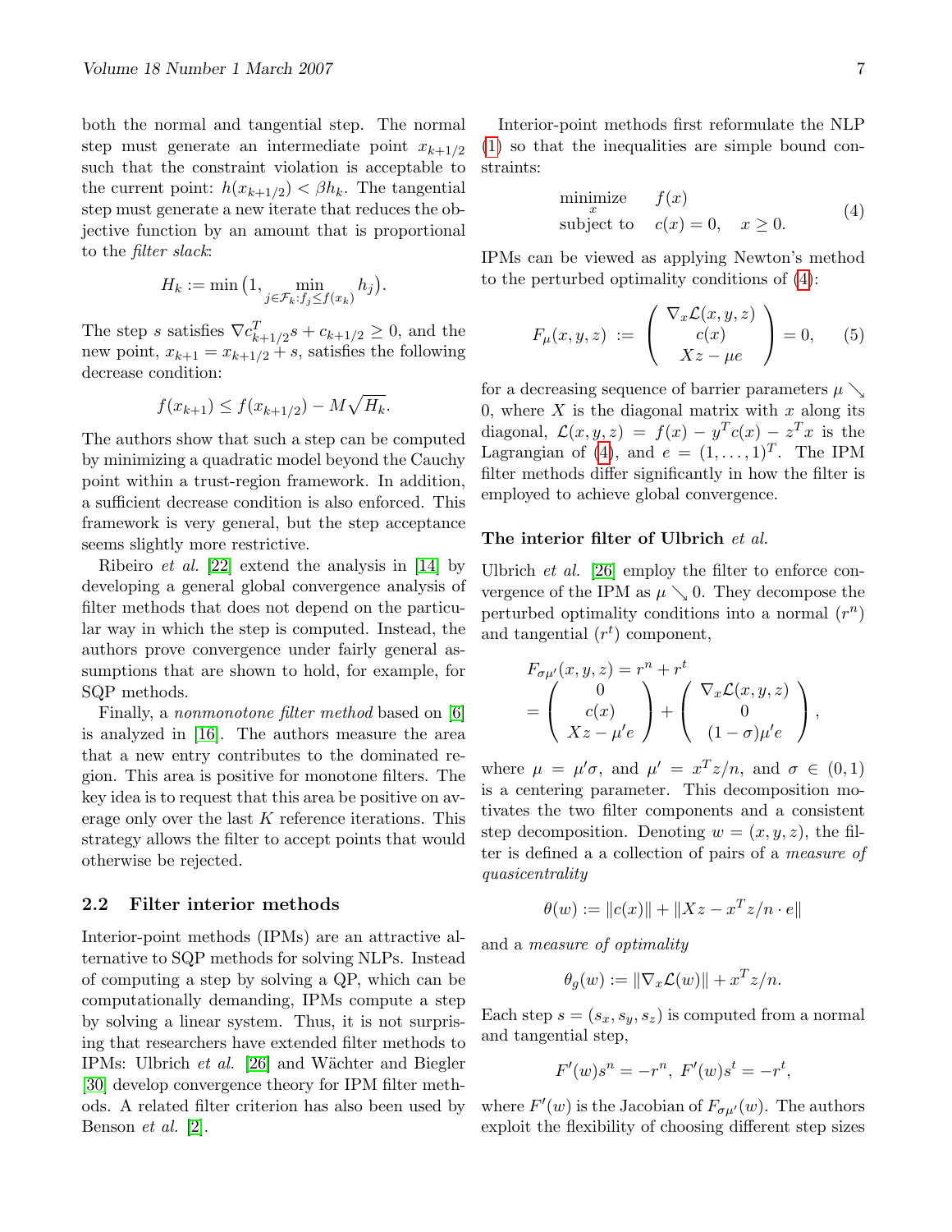both the normal and tangential step. The normal step must generate an intermediate point $x_{k+1/2}$ such that the constraint violation is acceptable to the current point: $h(x_{k+1/2}) < \beta h_k$. The tangential step must generate a new iterate that reduces the objective function by an amount that is proportional to the *filter slack*:

$$H_k := \min\left(1, \min_{j \in \mathcal{F}_k : f_j \le f(x_k)} h_j\right).$$

The step $s$ satisfies $\nabla c_{k+1/2}^T s + c_{k+1/2} \ge 0$, and the new point, $x_{k+1} = x_{k+1/2} + s$, satisfies the following decrease condition:

$$f(x_{k+1}) \le f(x_{k+1/2}) - M\sqrt{H_k}.$$

The authors show that such a step can be computed by minimizing a quadratic model beyond the Cauchy point within a trust-region framework. In addition, a sufficient decrease condition is also enforced. This framework is very general, but the step acceptance seems slightly more restrictive.

Ribeiro *et al.* [22] extend the analysis in [14] by developing a general global convergence analysis of filter methods that does not depend on the particular way in which the step is computed. Instead, the authors prove convergence under fairly general assumptions that are shown to hold, for example, for SQP methods.

Finally, a *nonmonotone filter method* based on [6] is analyzed in [16]. The authors measure the area that a new entry contributes to the dominated region. This area is positive for monotone filters. The key idea is to request that this area be positive on average only over the last $K$ reference iterations. This strategy allows the filter to accept points that would otherwise be rejected.

## 2.2 Filter interior methods

Interior-point methods (IPMs) are an attractive alternative to SQP methods for solving NLPs. Instead of computing a step by solving a QP, which can be computationally demanding, IPMs compute a step by solving a linear system. Thus, it is not surprising that researchers have extended filter methods to IPMs: Ulbrich *et al.* [26] and Wächter and Biegler [30] develop convergence theory for IPM filter methods. A related filter criterion has also been used by Benson *et al.* [2].

Interior-point methods first reformulate the NLP (1) so that the inequalities are simple bound constraints:

$$\begin{array}{ll} \underset{x}{\text{minimize}} & f(x) \\ \text{subject to} & c(x) = 0, \quad x \ge 0. \end{array} \tag{4}$$

IPMs can be viewed as applying Newton's method to the perturbed optimality conditions of (4):

$$F_\mu(x, y, z) := \begin{pmatrix} \nabla_x \mathcal{L}(x, y, z) \\ c(x) \\ Xz - \mu e \end{pmatrix} = 0, \tag{5}$$

for a decreasing sequence of barrier parameters $\mu \searrow 0$, where $X$ is the diagonal matrix with $x$ along its diagonal, $\mathcal{L}(x, y, z) = f(x) - y^T c(x) - z^T x$ is the Lagrangian of (4), and $e = (1, \ldots, 1)^T$. The IPM filter methods differ significantly in how the filter is employed to achieve global convergence.

**The interior filter of Ulbrich** ***et al.***

Ulbrich *et al.* [26] employ the filter to enforce convergence of the IPM as $\mu \searrow 0$. They decompose the perturbed optimality conditions into a normal ($r^n$) and tangential ($r^t$) component,

$$\begin{aligned} & F_{\sigma\mu'}(x, y, z) = r^n + r^t \\ & = \begin{pmatrix} 0 \\ c(x) \\ Xz - \mu' e \end{pmatrix} + \begin{pmatrix} \nabla_x \mathcal{L}(x, y, z) \\ 0 \\ (1-\sigma)\mu' e \end{pmatrix}, \end{aligned}$$

where $\mu = \mu'\sigma$, and $\mu' = x^T z/n$, and $\sigma \in (0, 1)$ is a centering parameter. This decomposition motivates the two filter components and a consistent step decomposition. Denoting $w = (x, y, z)$, the filter is defined a a collection of pairs of a *measure of quasicentrality*

$$\theta(w) := \|c(x)\| + \|Xz - x^T z/n \cdot e\|$$

and a *measure of optimality*

$$\theta_g(w) := \|\nabla_x \mathcal{L}(w)\| + x^T z/n.$$

Each step $s = (s_x, s_y, s_z)$ is computed from a normal and tangential step,

$$F'(w)s^n = -r^n, \ F'(w)s^t = -r^t,$$

where $F'(w)$ is the Jacobian of $F_{\sigma\mu'}(w)$. The authors exploit the flexibility of choosing different step sizes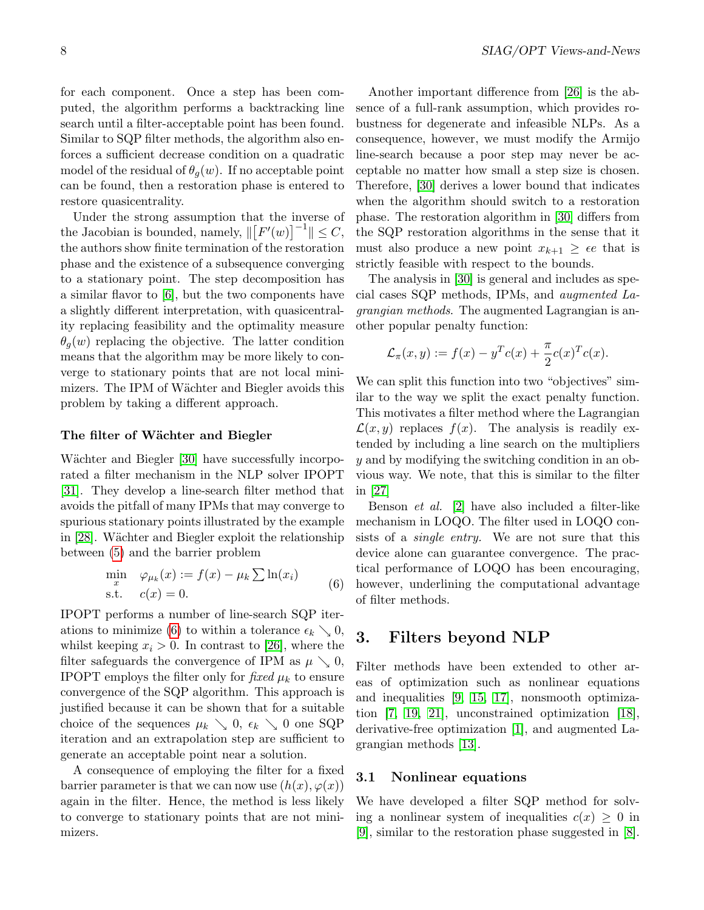for each component. Once a step has been computed, the algorithm performs a backtracking line search until a filter-acceptable point has been found. Similar to SQP filter methods, the algorithm also enforces a sufficient decrease condition on a quadratic model of the residual of $\theta_g(w)$. If no acceptable point can be found, then a restoration phase is entered to restore quasicentrality.

Under the strong assumption that the inverse of the Jacobian is bounded, namely, $\|\left[F'(w)\right]^{-1}\| \leq C$, the authors show finite termination of the restoration phase and the existence of a subsequence converging to a stationary point. The step decomposition has a similar flavor to [6], but the two components have a slightly different interpretation, with quasicentrality replacing feasibility and the optimality measure $\theta_g(w)$ replacing the objective. The latter condition means that the algorithm may be more likely to converge to stationary points that are not local minimizers. The IPM of Wächter and Biegler avoids this problem by taking a different approach.

### The filter of Wächter and Biegler

Wächter and Biegler [30] have successfully incorporated a filter mechanism in the NLP solver IPOPT [31]. They develop a line-search filter method that avoids the pitfall of many IPMs that may converge to spurious stationary points illustrated by the example in [28]. Wächter and Biegler exploit the relationship between (5) and the barrier problem

$$
\begin{array}{ll}
\underset{x}{\min} & \varphi_{\mu_k}(x) := f(x) - \mu_k \sum \ln(x_i) \\
\text{s.t.} & c(x) = 0.
\end{array}
\tag{6}
$$

IPOPT performs a number of line-search SQP iterations to minimize (6) to within a tolerance $\epsilon_k \searrow 0$, whilst keeping $x_i > 0$. In contrast to [26], where the filter safeguards the convergence of IPM as $\mu \searrow 0$, IPOPT employs the filter only for *fixed* $\mu_k$ to ensure convergence of the SQP algorithm. This approach is justified because it can be shown that for a suitable choice of the sequences $\mu_k \searrow 0$, $\epsilon_k \searrow 0$ one SQP iteration and an extrapolation step are sufficient to generate an acceptable point near a solution.

A consequence of employing the filter for a fixed barrier parameter is that we can now use $(h(x), \varphi(x))$ again in the filter. Hence, the method is less likely to converge to stationary points that are not minimizers.

Another important difference from [26] is the absence of a full-rank assumption, which provides robustness for degenerate and infeasible NLPs. As a consequence, however, we must modify the Armijo line-search because a poor step may never be acceptable no matter how small a step size is chosen. Therefore, [30] derives a lower bound that indicates when the algorithm should switch to a restoration phase. The restoration algorithm in [30] differs from the SQP restoration algorithms in the sense that it must also produce a new point $x_{k+1} \geq \epsilon e$ that is strictly feasible with respect to the bounds.

The analysis in [30] is general and includes as special cases SQP methods, IPMs, and *augmented Lagrangian methods*. The augmented Lagrangian is another popular penalty function:

$$
\mathcal{L}_\pi(x, y) := f(x) - y^T c(x) + \frac{\pi}{2} c(x)^T c(x).
$$

We can split this function into two "objectives" similar to the way we split the exact penalty function. This motivates a filter method where the Lagrangian $\mathcal{L}(x, y)$ replaces $f(x)$. The analysis is readily extended by including a line search on the multipliers $y$ and by modifying the switching condition in an obvious way. We note, that this is similar to the filter in [27]

Benson *et al.* [2] have also included a filter-like mechanism in LOQO. The filter used in LOQO consists of a *single entry.* We are not sure that this device alone can guarantee convergence. The practical performance of LOQO has been encouraging, however, underlining the computational advantage of filter methods.

## 3. Filters beyond NLP

Filter methods have been extended to other areas of optimization such as nonlinear equations and inequalities [9, 15, 17], nonsmooth optimization [7, 19, 21], unconstrained optimization [18], derivative-free optimization [1], and augmented Lagrangian methods [13].

### 3.1 Nonlinear equations

We have developed a filter SQP method for solving a nonlinear system of inequalities $c(x) \geq 0$ in [9], similar to the restoration phase suggested in [8].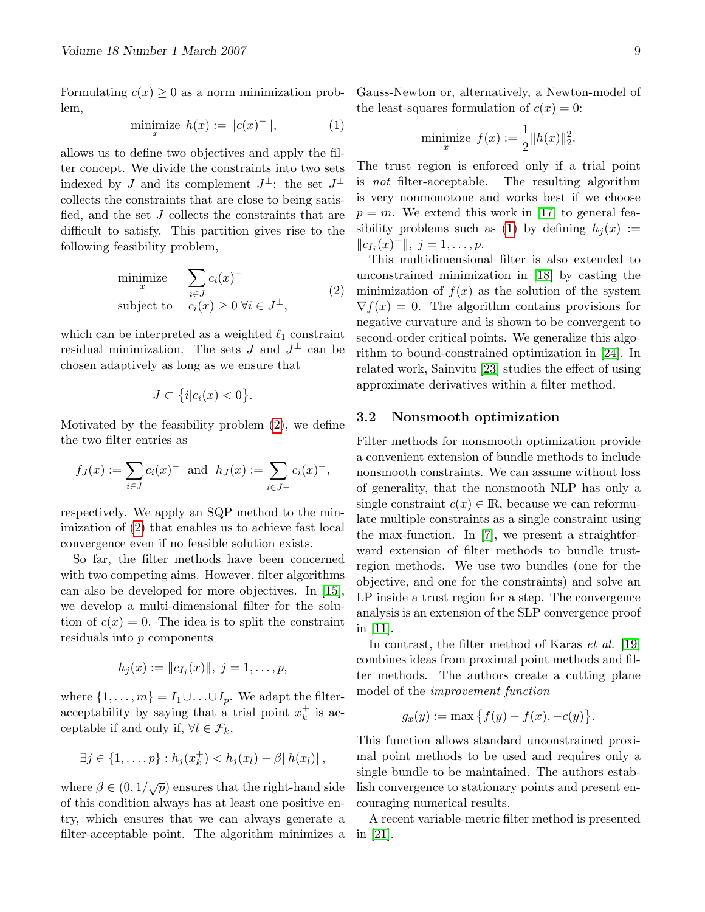Formulating $c(x) \geq 0$ as a norm minimization problem,

$$\underset{x}{\text{minimize}}\ h(x) := \|c(x)^-\|, \tag{1}$$

allows us to define two objectives and apply the filter concept. We divide the constraints into two sets indexed by $J$ and its complement $J^\perp$: the set $J^\perp$ collects the constraints that are close to being satisfied, and the set $J$ collects the constraints that are difficult to satisfy. This partition gives rise to the following feasibility problem,

$$\begin{array}{ll} \underset{x}{\text{minimize}} & \displaystyle\sum_{i \in J} c_i(x)^- \\ \text{subject to} & c_i(x) \geq 0\ \forall i \in J^\perp, \end{array} \tag{2}$$

which can be interpreted as a weighted $\ell_1$ constraint residual minimization. The sets $J$ and $J^\perp$ can be chosen adaptively as long as we ensure that

$$J \subset \{i | c_i(x) < 0\}.$$

Motivated by the feasibility problem (2), we define the two filter entries as

$$f_J(x) := \sum_{i \in J} c_i(x)^- \ \text{ and } \ h_J(x) := \sum_{i \in J^\perp} c_i(x)^-,$$

respectively. We apply an SQP method to the minimization of (2) that enables us to achieve fast local convergence even if no feasible solution exists.

So far, the filter methods have been concerned with two competing aims. However, filter algorithms can also be developed for more objectives. In [15], we develop a multi-dimensional filter for the solution of $c(x) = 0$. The idea is to split the constraint residuals into $p$ components

$$h_j(x) := \|c_{I_j}(x)\|,\ j = 1, \ldots, p,$$

where $\{1, \ldots, m\} = I_1 \cup \ldots \cup I_p$. We adapt the filter-acceptability by saying that a trial point $x_k^+$ is acceptable if and only if, $\forall l \in \mathcal{F}_k$,

$$\exists j \in \{1, \ldots, p\} : h_j(x_k^+) < h_j(x_l) - \beta \|h(x_l)\|,$$

where $\beta \in (0, 1/\sqrt{p})$ ensures that the right-hand side of this condition always has at least one positive entry, which ensures that we can always generate a filter-acceptable point. The algorithm minimizes a Gauss-Newton or, alternatively, a Newton-model of the least-squares formulation of $c(x) = 0$:

$$\underset{x}{\text{minimize}}\ f(x) := \frac{1}{2}\|h(x)\|_2^2.$$

The trust region is enforced only if a trial point is *not* filter-acceptable. The resulting algorithm is very nonmonotone and works best if we choose $p = m$. We extend this work in [17] to general feasibility problems such as (1) by defining $h_j(x) := \|c_{I_j}(x)^-\|$, $j = 1, \ldots, p$.

This multidimensional filter is also extended to unconstrained minimization in [18] by casting the minimization of $f(x)$ as the solution of the system $\nabla f(x) = 0$. The algorithm contains provisions for negative curvature and is shown to be convergent to second-order critical points. We generalize this algorithm to bound-constrained optimization in [24]. In related work, Sainvitu [23] studies the effect of using approximate derivatives within a filter method.

### 3.2 Nonsmooth optimization

Filter methods for nonsmooth optimization provide a convenient extension of bundle methods to include nonsmooth constraints. We can assume without loss of generality, that the nonsmooth NLP has only a single constraint $c(x) \in \mathbb{R}$, because we can reformulate multiple constraints as a single constraint using the max-function. In [7], we present a straightforward extension of filter methods to bundle trust-region methods. We use two bundles (one for the objective, and one for the constraints) and solve an LP inside a trust region for a step. The convergence analysis is an extension of the SLP convergence proof in [11].

In contrast, the filter method of Karas *et al.* [19] combines ideas from proximal point methods and filter methods. The authors create a cutting plane model of the *improvement function*

$$g_x(y) := \max\{f(y) - f(x), -c(y)\}.$$

This function allows standard unconstrained proximal point methods to be used and requires only a single bundle to be maintained. The authors establish convergence to stationary points and present encouraging numerical results.

A recent variable-metric filter method is presented in [21].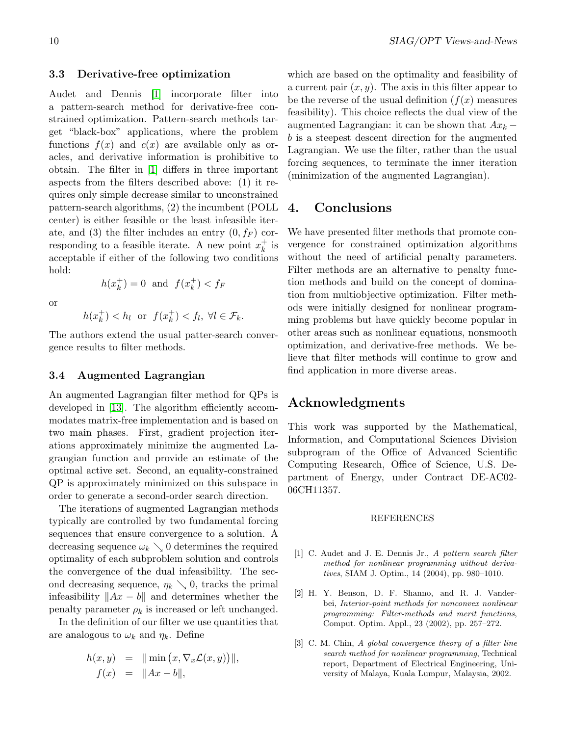### 3.3 Derivative-free optimization

Audet and Dennis [1] incorporate filter into a pattern-search method for derivative-free constrained optimization. Pattern-search methods target "black-box" applications, where the problem functions $f(x)$ and $c(x)$ are available only as oracles, and derivative information is prohibitive to obtain. The filter in [1] differs in three important aspects from the filters described above: (1) it requires only simple decrease similar to unconstrained pattern-search algorithms, (2) the incumbent (POLL center) is either feasible or the least infeasible iterate, and (3) the filter includes an entry $(0, f_F)$ corresponding to a feasible iterate. A new point $x_k^+$ is acceptable if either of the following two conditions hold:

$$h(x_k^+) = 0 \text{ and } f(x_k^+) < f_F$$

or

$$h(x_k^+) < h_l \text{ or } f(x_k^+) < f_l, \; \forall l \in \mathcal{F}_k.$$

The authors extend the usual patter-search convergence results to filter methods.

### 3.4 Augmented Lagrangian

An augmented Lagrangian filter method for QPs is developed in [13]. The algorithm efficiently accommodates matrix-free implementation and is based on two main phases. First, gradient projection iterations approximately minimize the augmented Lagrangian function and provide an estimate of the optimal active set. Second, an equality-constrained QP is approximately minimized on this subspace in order to generate a second-order search direction.

The iterations of augmented Lagrangian methods typically are controlled by two fundamental forcing sequences that ensure convergence to a solution. A decreasing sequence $\omega_k \searrow 0$ determines the required optimality of each subproblem solution and controls the convergence of the dual infeasibility. The second decreasing sequence, $\eta_k \searrow 0$, tracks the primal infeasibility $\|Ax - b\|$ and determines whether the penalty parameter $\rho_k$ is increased or left unchanged.

In the definition of our filter we use quantities that are analogous to $\omega_k$ and $\eta_k$. Define

$$\begin{aligned} h(x,y) &= \|\min\left(x, \nabla_x \mathcal{L}(x,y)\right)\|, \\ f(x) &= \|Ax - b\|, \end{aligned}$$

which are based on the optimality and feasibility of a current pair $(x, y)$. The axis in this filter appear to be the reverse of the usual definition ($f(x)$ measures feasibility). This choice reflects the dual view of the augmented Lagrangian: it can be shown that $Ax_k - b$ is a steepest descent direction for the augmented Lagrangian. We use the filter, rather than the usual forcing sequences, to terminate the inner iteration (minimization of the augmented Lagrangian).

## 4. Conclusions

We have presented filter methods that promote convergence for constrained optimization algorithms without the need of artificial penalty parameters. Filter methods are an alternative to penalty function methods and build on the concept of domination from multiobjective optimization. Filter methods were initially designed for nonlinear programming problems but have quickly become popular in other areas such as nonlinear equations, nonsmooth optimization, and derivative-free methods. We believe that filter methods will continue to grow and find application in more diverse areas.

## Acknowledgments

This work was supported by the Mathematical, Information, and Computational Sciences Division subprogram of the Office of Advanced Scientific Computing Research, Office of Science, U.S. Department of Energy, under Contract DE-AC02-06CH11357.

REFERENCES

[1] C. Audet and J. E. Dennis Jr., *A pattern search filter method for nonlinear programming without derivatives*, SIAM J. Optim., 14 (2004), pp. 980–1010.

[2] H. Y. Benson, D. F. Shanno, and R. J. Vanderbei, *Interior-point methods for nonconvex nonlinear programming: Filter-methods and merit functions*, Comput. Optim. Appl., 23 (2002), pp. 257–272.

[3] C. M. Chin, *A global convergence theory of a filter line search method for nonlinear programming*, Technical report, Department of Electrical Engineering, University of Malaya, Kuala Lumpur, Malaysia, 2002.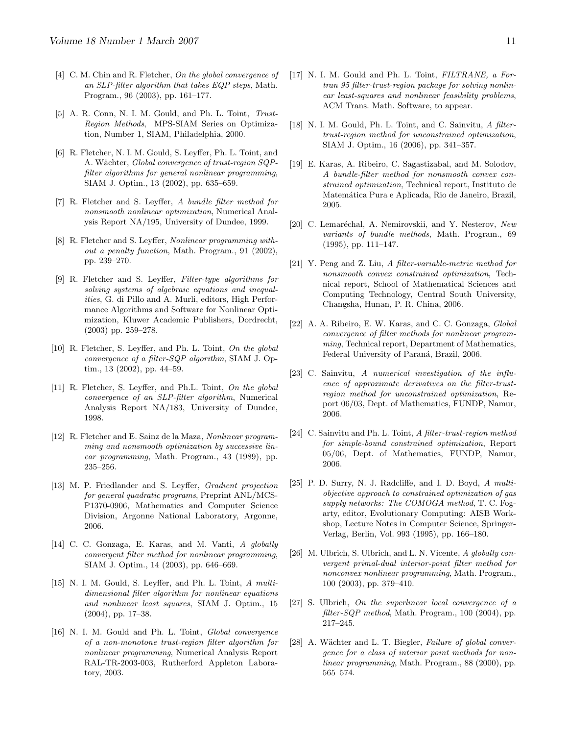[4] C. M. Chin and R. Fletcher, *On the global convergence of an SLP-filter algorithm that takes EQP steps*, Math. Program., 96 (2003), pp. 161–177.

[5] A. R. Conn, N. I. M. Gould, and Ph. L. Toint, *Trust-Region Methods*, MPS-SIAM Series on Optimization, Number 1, SIAM, Philadelphia, 2000.

[6] R. Fletcher, N. I. M. Gould, S. Leyffer, Ph. L. Toint, and A. Wächter, *Global convergence of trust-region SQP-filter algorithms for general nonlinear programming*, SIAM J. Optim., 13 (2002), pp. 635–659.

[7] R. Fletcher and S. Leyffer, *A bundle filter method for nonsmooth nonlinear optimization*, Numerical Analysis Report NA/195, University of Dundee, 1999.

[8] R. Fletcher and S. Leyffer, *Nonlinear programming without a penalty function*, Math. Program., 91 (2002), pp. 239–270.

[9] R. Fletcher and S. Leyffer, *Filter-type algorithms for solving systems of algebraic equations and inequalities*, G. di Pillo and A. Murli, editors, High Performance Algorithms and Software for Nonlinear Optimization, Kluwer Academic Publishers, Dordrecht, (2003) pp. 259–278.

[10] R. Fletcher, S. Leyffer, and Ph. L. Toint, *On the global convergence of a filter-SQP algorithm*, SIAM J. Optim., 13 (2002), pp. 44–59.

[11] R. Fletcher, S. Leyffer, and Ph.L. Toint, *On the global convergence of an SLP-filter algorithm*, Numerical Analysis Report NA/183, University of Dundee, 1998.

[12] R. Fletcher and E. Sainz de la Maza, *Nonlinear programming and nonsmooth optimization by successive linear programming*, Math. Program., 43 (1989), pp. 235–256.

[13] M. P. Friedlander and S. Leyffer, *Gradient projection for general quadratic programs*, Preprint ANL/MCS-P1370-0906, Mathematics and Computer Science Division, Argonne National Laboratory, Argonne, 2006.

[14] C. C. Gonzaga, E. Karas, and M. Vanti, *A globally convergent filter method for nonlinear programming*, SIAM J. Optim., 14 (2003), pp. 646–669.

[15] N. I. M. Gould, S. Leyffer, and Ph. L. Toint, *A multidimensional filter algorithm for nonlinear equations and nonlinear least squares*, SIAM J. Optim., 15 (2004), pp. 17–38.

[16] N. I. M. Gould and Ph. L. Toint, *Global convergence of a non-monotone trust-region filter algorithm for nonlinear programming*, Numerical Analysis Report RAL-TR-2003-003, Rutherford Appleton Laboratory, 2003.

[17] N. I. M. Gould and Ph. L. Toint, *FILTRANE, a Fortran 95 filter-trust-region package for solving nonlinear least-squares and nonlinear feasibility problems*, ACM Trans. Math. Software, to appear.

[18] N. I. M. Gould, Ph. L. Toint, and C. Sainvitu, *A filter-trust-region method for unconstrained optimization*, SIAM J. Optim., 16 (2006), pp. 341–357.

[19] E. Karas, A. Ribeiro, C. Sagastizabal, and M. Solodov, *A bundle-filter method for nonsmooth convex constrained optimization*, Technical report, Instituto de Matemática Pura e Aplicada, Rio de Janeiro, Brazil, 2005.

[20] C. Lemaréchal, A. Nemirovskii, and Y. Nesterov, *New variants of bundle methods*, Math. Program., 69 (1995), pp. 111–147.

[21] Y. Peng and Z. Liu, *A filter-variable-metric method for nonsmooth convex constrained optimization*, Technical report, School of Mathematical Sciences and Computing Technology, Central South University, Changsha, Hunan, P. R. China, 2006.

[22] A. A. Ribeiro, E. W. Karas, and C. C. Gonzaga, *Global convergence of filter methods for nonlinear programming*, Technical report, Department of Mathematics, Federal University of Paraná, Brazil, 2006.

[23] C. Sainvitu, *A numerical investigation of the influence of approximate derivatives on the filter-trust-region method for unconstrained optimization*, Report 06/03, Dept. of Mathematics, FUNDP, Namur, 2006.

[24] C. Sainvitu and Ph. L. Toint, *A filter-trust-region method for simple-bound constrained optimization*, Report 05/06, Dept. of Mathematics, FUNDP, Namur, 2006.

[25] P. D. Surry, N. J. Radcliffe, and I. D. Boyd, *A multi-objective approach to constrained optimization of gas supply networks: The COMOGA method*, T. C. Fogarty, editor, Evolutionary Computing: AISB Workshop, Lecture Notes in Computer Science, Springer-Verlag, Berlin, Vol. 993 (1995), pp. 166–180.

[26] M. Ulbrich, S. Ulbrich, and L. N. Vicente, *A globally convergent primal-dual interior-point filter method for nonconvex nonlinear programming*, Math. Program., 100 (2003), pp. 379–410.

[27] S. Ulbrich, *On the superlinear local convergence of a filter-SQP method*, Math. Program., 100 (2004), pp. 217–245.

[28] A. Wächter and L. T. Biegler, *Failure of global convergence for a class of interior point methods for nonlinear programming*, Math. Program., 88 (2000), pp. 565–574.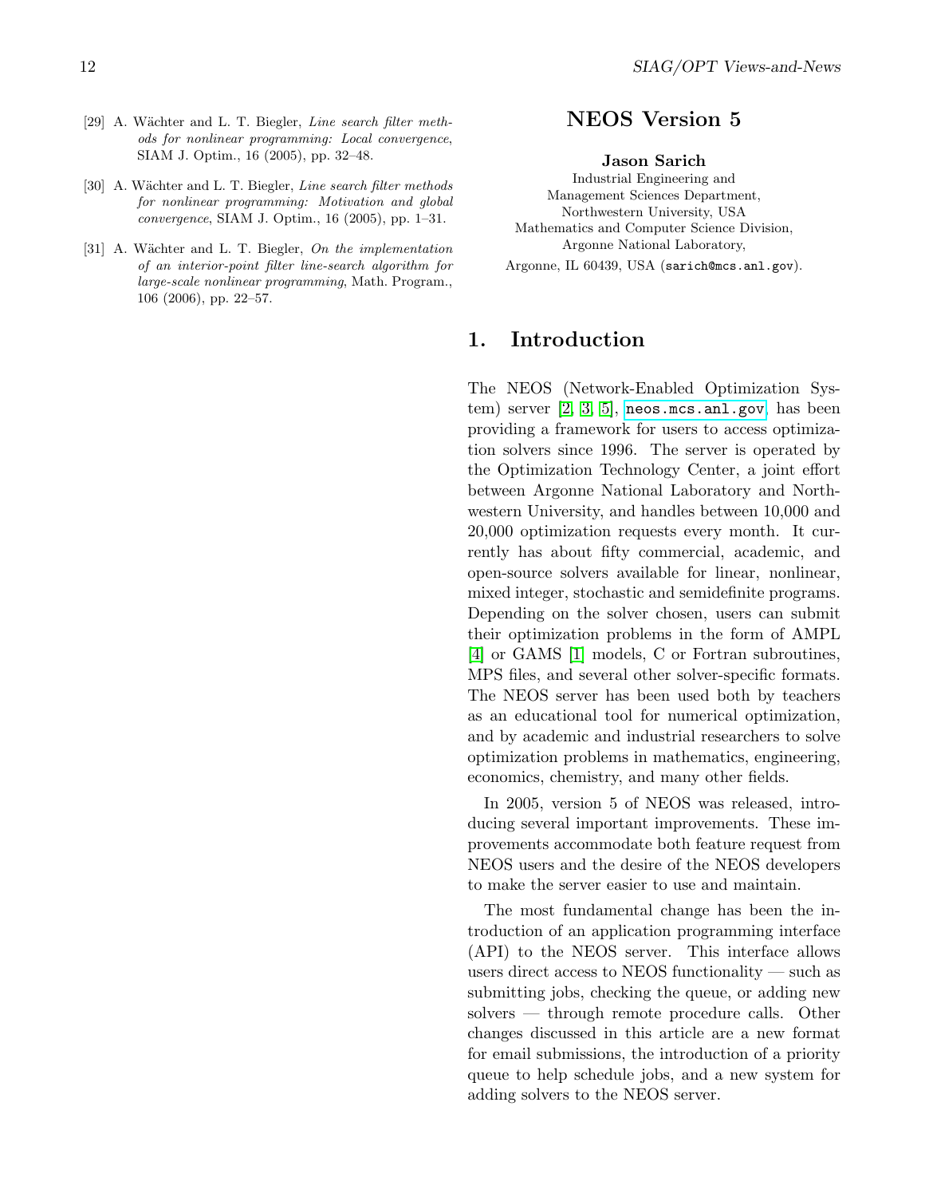[29] A. Wächter and L. T. Biegler, *Line search filter methods for nonlinear programming: Local convergence*, SIAM J. Optim., 16 (2005), pp. 32–48.

[30] A. Wächter and L. T. Biegler, *Line search filter methods for nonlinear programming: Motivation and global convergence*, SIAM J. Optim., 16 (2005), pp. 1–31.

[31] A. Wächter and L. T. Biegler, *On the implementation of an interior-point filter line-search algorithm for large-scale nonlinear programming*, Math. Program., 106 (2006), pp. 22–57.

# NEOS Version 5

**Jason Sarich**
Industrial Engineering and
Management Sciences Department,
Northwestern University, USA
Mathematics and Computer Science Division,
Argonne National Laboratory,
Argonne, IL 60439, USA (`sarich@mcs.anl.gov`).

## 1. Introduction

The NEOS (Network-Enabled Optimization System) server [2, 3, 5], `neos.mcs.anl.gov`, has been providing a framework for users to access optimization solvers since 1996. The server is operated by the Optimization Technology Center, a joint effort between Argonne National Laboratory and Northwestern University, and handles between 10,000 and 20,000 optimization requests every month. It currently has about fifty commercial, academic, and open-source solvers available for linear, nonlinear, mixed integer, stochastic and semidefinite programs. Depending on the solver chosen, users can submit their optimization problems in the form of AMPL [4] or GAMS [1] models, C or Fortran subroutines, MPS files, and several other solver-specific formats. The NEOS server has been used both by teachers as an educational tool for numerical optimization, and by academic and industrial researchers to solve optimization problems in mathematics, engineering, economics, chemistry, and many other fields.

In 2005, version 5 of NEOS was released, introducing several important improvements. These improvements accommodate both feature request from NEOS users and the desire of the NEOS developers to make the server easier to use and maintain.

The most fundamental change has been the introduction of an application programming interface (API) to the NEOS server. This interface allows users direct access to NEOS functionality — such as submitting jobs, checking the queue, or adding new solvers — through remote procedure calls. Other changes discussed in this article are a new format for email submissions, the introduction of a priority queue to help schedule jobs, and a new system for adding solvers to the NEOS server.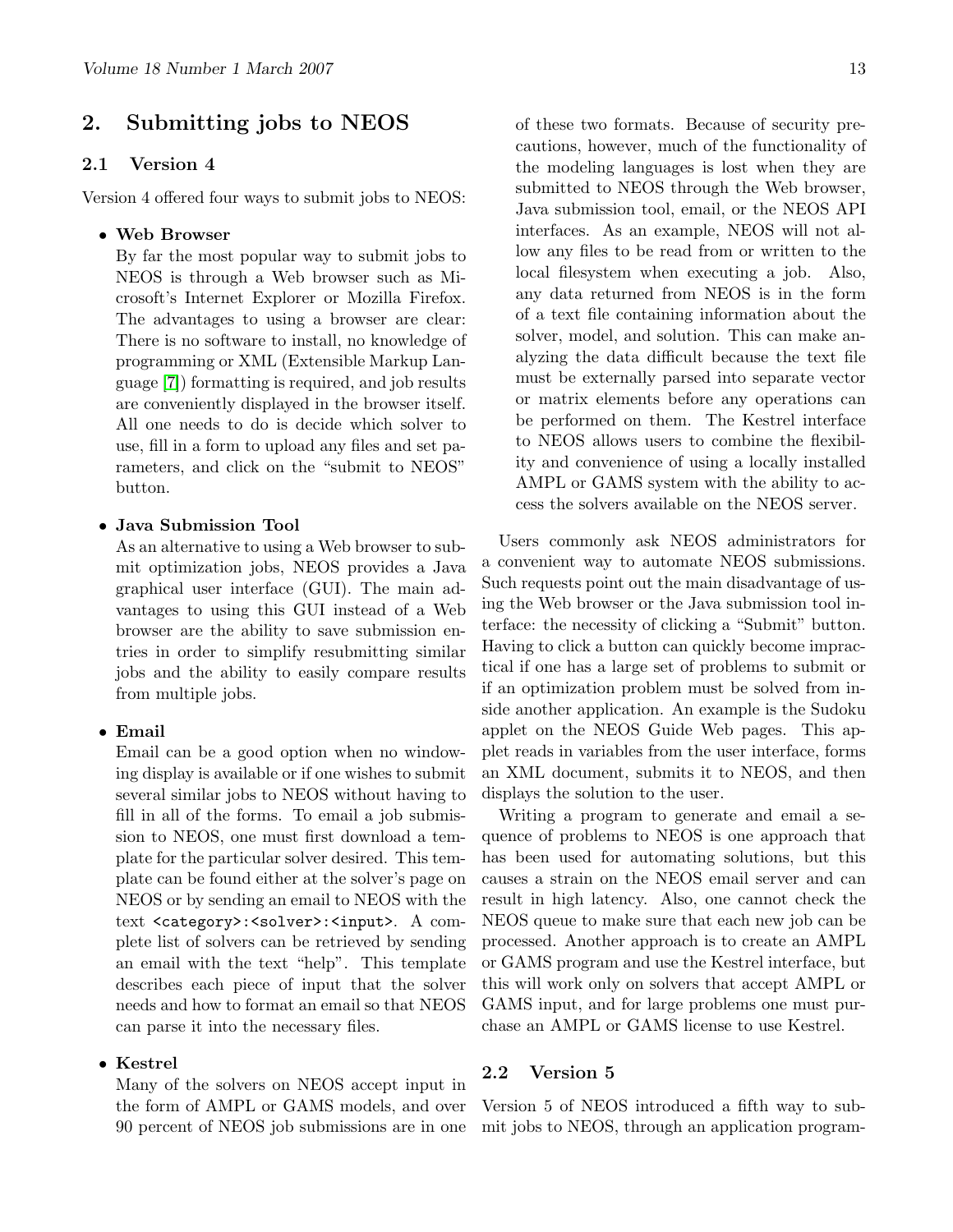## 2. Submitting jobs to NEOS

### 2.1 Version 4

Version 4 offered four ways to submit jobs to NEOS:

- **Web Browser**
  By far the most popular way to submit jobs to NEOS is through a Web browser such as Microsoft's Internet Explorer or Mozilla Firefox. The advantages to using a browser are clear: There is no software to install, no knowledge of programming or XML (Extensible Markup Language [7]) formatting is required, and job results are conveniently displayed in the browser itself. All one needs to do is decide which solver to use, fill in a form to upload any files and set parameters, and click on the "submit to NEOS" button.

- **Java Submission Tool**
  As an alternative to using a Web browser to submit optimization jobs, NEOS provides a Java graphical user interface (GUI). The main advantages to using this GUI instead of a Web browser are the ability to save submission entries in order to simplify resubmitting similar jobs and the ability to easily compare results from multiple jobs.

- **Email**
  Email can be a good option when no windowing display is available or if one wishes to submit several similar jobs to NEOS without having to fill in all of the forms. To email a job submission to NEOS, one must first download a template for the particular solver desired. This template can be found either at the solver's page on NEOS or by sending an email to NEOS with the text `<category>:<solver>:<input>`. A complete list of solvers can be retrieved by sending an email with the text "help". This template describes each piece of input that the solver needs and how to format an email so that NEOS can parse it into the necessary files.

- **Kestrel**
  Many of the solvers on NEOS accept input in the form of AMPL or GAMS models, and over 90 percent of NEOS job submissions are in one of these two formats. Because of security precautions, however, much of the functionality of the modeling languages is lost when they are submitted to NEOS through the Web browser, Java submission tool, email, or the NEOS API interfaces. As an example, NEOS will not allow any files to be read from or written to the local filesystem when executing a job. Also, any data returned from NEOS is in the form of a text file containing information about the solver, model, and solution. This can make analyzing the data difficult because the text file must be externally parsed into separate vector or matrix elements before any operations can be performed on them. The Kestrel interface to NEOS allows users to combine the flexibility and convenience of using a locally installed AMPL or GAMS system with the ability to access the solvers available on the NEOS server.

Users commonly ask NEOS administrators for a convenient way to automate NEOS submissions. Such requests point out the main disadvantage of using the Web browser or the Java submission tool interface: the necessity of clicking a "Submit" button. Having to click a button can quickly become impractical if one has a large set of problems to submit or if an optimization problem must be solved from inside another application. An example is the Sudoku applet on the NEOS Guide Web pages. This applet reads in variables from the user interface, forms an XML document, submits it to NEOS, and then displays the solution to the user.

Writing a program to generate and email a sequence of problems to NEOS is one approach that has been used for automating solutions, but this causes a strain on the NEOS email server and can result in high latency. Also, one cannot check the NEOS queue to make sure that each new job can be processed. Another approach is to create an AMPL or GAMS program and use the Kestrel interface, but this will work only on solvers that accept AMPL or GAMS input, and for large problems one must purchase an AMPL or GAMS license to use Kestrel.

### 2.2 Version 5

Version 5 of NEOS introduced a fifth way to submit jobs to NEOS, through an application program-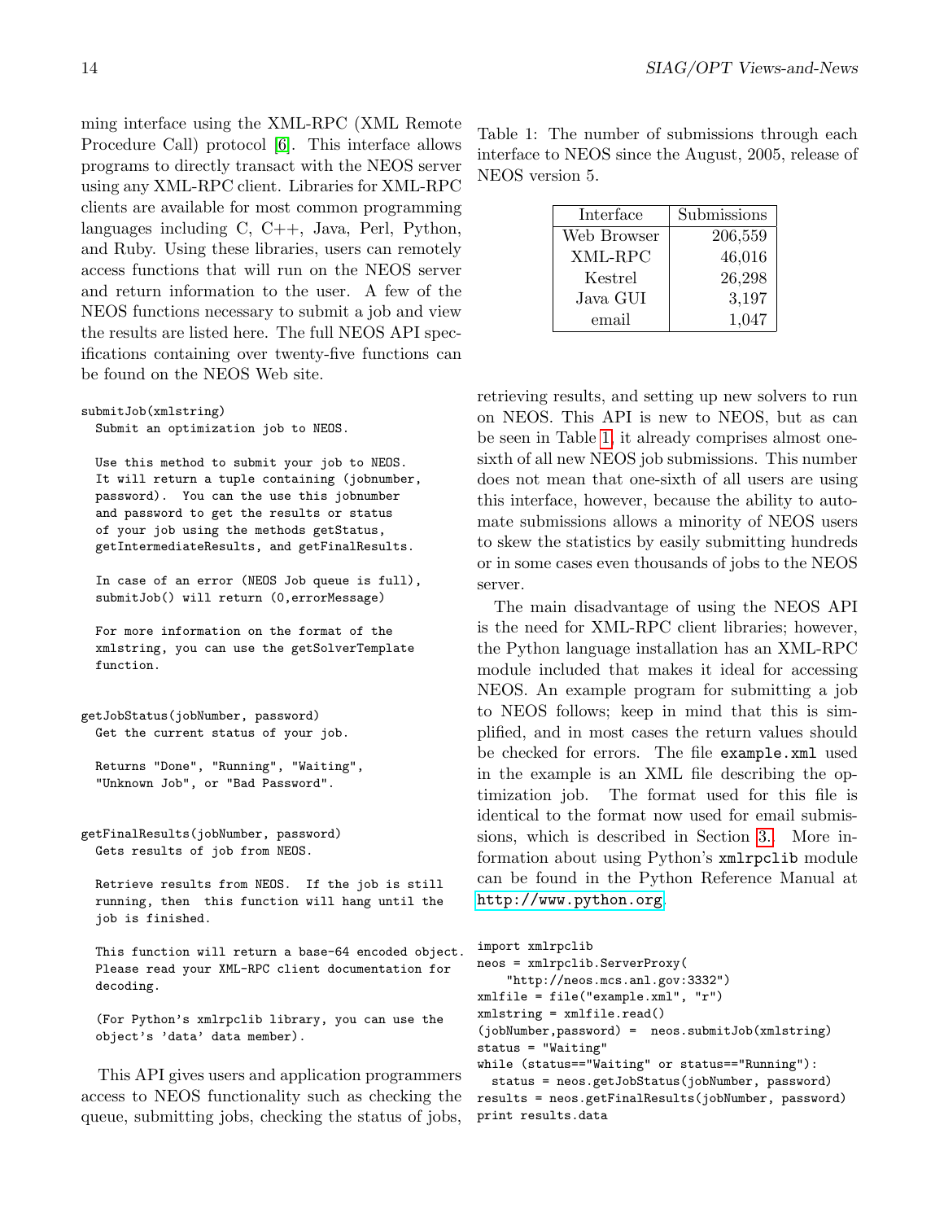ming interface using the XML-RPC (XML Remote Procedure Call) protocol [6]. This interface allows programs to directly transact with the NEOS server using any XML-RPC client. Libraries for XML-RPC clients are available for most common programming languages including C, C++, Java, Perl, Python, and Ruby. Using these libraries, users can remotely access functions that will run on the NEOS server and return information to the user. A few of the NEOS functions necessary to submit a job and view the results are listed here. The full NEOS API specifications containing over twenty-five functions can be found on the NEOS Web site.

```
submitJob(xmlstring)
  Submit an optimization job to NEOS.

  Use this method to submit your job to NEOS.
  It will return a tuple containing (jobnumber,
  password).  You can the use this jobnumber
  and password to get the results or status
  of your job using the methods getStatus,
  getIntermediateResults, and getFinalResults.

  In case of an error (NEOS Job queue is full),
  submitJob() will return (0,errorMessage)

  For more information on the format of the
  xmlstring, you can use the getSolverTemplate
  function.


getJobStatus(jobNumber, password)
  Get the current status of your job.

  Returns "Done", "Running", "Waiting",
  "Unknown Job", or "Bad Password".


getFinalResults(jobNumber, password)
  Gets results of job from NEOS.

  Retrieve results from NEOS.  If the job is still
  running, then  this function will hang until the
  job is finished.

  This function will return a base-64 encoded object.
  Please read your XML-RPC client documentation for
  decoding.

  (For Python's xmlrpclib library, you can use the
  object's 'data' data member).
```

This API gives users and application programmers access to NEOS functionality such as checking the queue, submitting jobs, checking the status of jobs, retrieving results, and setting up new solvers to run on NEOS. This API is new to NEOS, but as can be seen in Table 1, it already comprises almost one-sixth of all new NEOS job submissions. This number does not mean that one-sixth of all users are using this interface, however, because the ability to automate submissions allows a minority of NEOS users to skew the statistics by easily submitting hundreds or in some cases even thousands of jobs to the NEOS server.

Table 1: The number of submissions through each interface to NEOS since the August, 2005, release of NEOS version 5.

| Interface | Submissions |
|---|---|
| Web Browser | 206,559 |
| XML-RPC | 46,016 |
| Kestrel | 26,298 |
| Java GUI | 3,197 |
| email | 1,047 |

The main disadvantage of using the NEOS API is the need for XML-RPC client libraries; however, the Python language installation has an XML-RPC module included that makes it ideal for accessing NEOS. An example program for submitting a job to NEOS follows; keep in mind that this is simplified, and in most cases the return values should be checked for errors. The file `example.xml` used in the example is an XML file describing the optimization job. The format used for this file is identical to the format now used for email submissions, which is described in Section 3. More information about using Python's `xmlrpclib` module can be found in the Python Reference Manual at http://www.python.org.

```
import xmlrpclib
neos = xmlrpclib.ServerProxy(
    "http://neos.mcs.anl.gov:3332")
xmlfile = file("example.xml", "r")
xmlstring = xmlfile.read()
(jobNumber,password) =  neos.submitJob(xmlstring)
status = "Waiting"
while (status=="Waiting" or status=="Running"):
  status = neos.getJobStatus(jobNumber, password)
results = neos.getFinalResults(jobNumber, password)
print results.data
```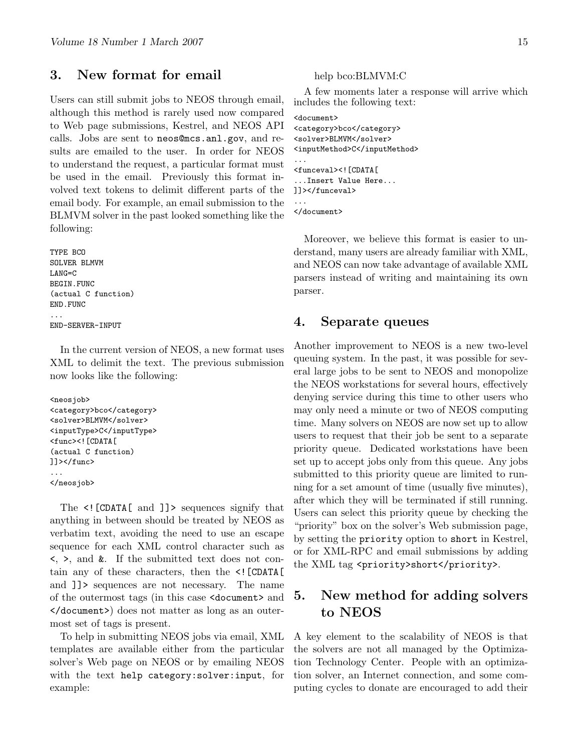## 3. New format for email

Users can still submit jobs to NEOS through email, although this method is rarely used now compared to Web page submissions, Kestrel, and NEOS API calls. Jobs are sent to `neos@mcs.anl.gov`, and results are emailed to the user. In order for NEOS to understand the request, a particular format must be used in the email. Previously this format involved text tokens to delimit different parts of the email body. For example, an email submission to the BLMVM solver in the past looked something like the following:

```
TYPE BCO
SOLVER BLMVM
LANG=C
BEGIN.FUNC
(actual C function)
END.FUNC
...
END-SERVER-INPUT
```

In the current version of NEOS, a new format uses XML to delimit the text. The previous submission now looks like the following:

```
<neosjob>
<category>bco</category>
<solver>BLMVM</solver>
<inputType>C</inputType>
<func><![CDATA[
(actual C function)
]]></func>
...
</neosjob>
```

The `<![CDATA[` and `]]>` sequences signify that anything in between should be treated by NEOS as verbatim text, avoiding the need to use an escape sequence for each XML control character such as `<`, `>`, and `&`. If the submitted text does not contain any of these characters, then the `<![CDATA[` and `]]>` sequences are not necessary. The name of the outermost tags (in this case `<document>` and `</document>`) does not matter as long as an outermost set of tags is present.

To help in submitting NEOS jobs via email, XML templates are available either from the particular solver's Web page on NEOS or by emailing NEOS with the text `help category:solver:input`, for example:

help bco:BLMVM:C

A few moments later a response will arrive which includes the following text:

```
<document>
<category>bco</category>
<solver>BLMVM</solver>
<inputMethod>C</inputMethod>
...
<funceval><![CDATA[
...Insert Value Here...
]]></funceval>
...
</document>
```

Moreover, we believe this format is easier to understand, many users are already familiar with XML, and NEOS can now take advantage of available XML parsers instead of writing and maintaining its own parser.

## 4. Separate queues

Another improvement to NEOS is a new two-level queuing system. In the past, it was possible for several large jobs to be sent to NEOS and monopolize the NEOS workstations for several hours, effectively denying service during this time to other users who may only need a minute or two of NEOS computing time. Many solvers on NEOS are now set up to allow users to request that their job be sent to a separate priority queue. Dedicated workstations have been set up to accept jobs only from this queue. Any jobs submitted to this priority queue are limited to running for a set amount of time (usually five minutes), after which they will be terminated if still running. Users can select this priority queue by checking the "priority" box on the solver's Web submission page, by setting the `priority` option to `short` in Kestrel, or for XML-RPC and email submissions by adding the XML tag `<priority>short</priority>`.

## 5. New method for adding solvers to NEOS

A key element to the scalability of NEOS is that the solvers are not all managed by the Optimization Technology Center. People with an optimization solver, an Internet connection, and some computing cycles to donate are encouraged to add their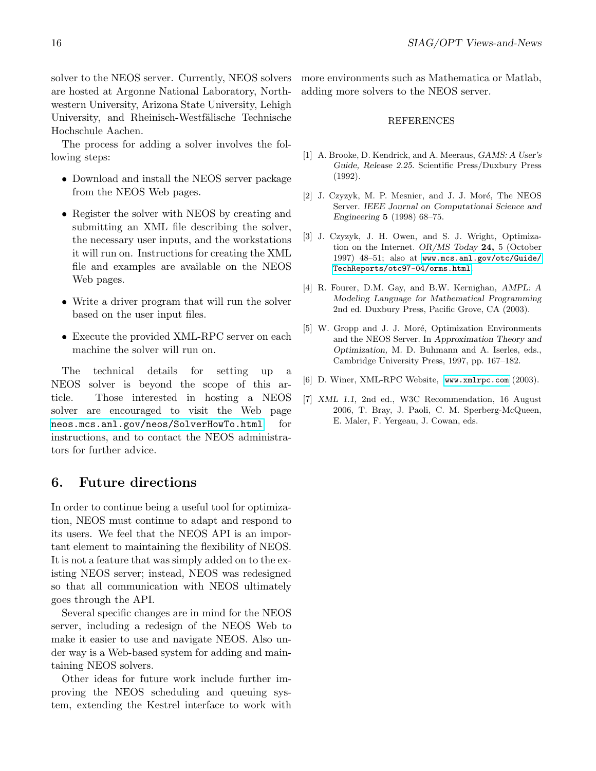solver to the NEOS server. Currently, NEOS solvers are hosted at Argonne National Laboratory, Northwestern University, Arizona State University, Lehigh University, and Rheinisch-Westfälische Technische Hochschule Aachen.

The process for adding a solver involves the following steps:

- Download and install the NEOS server package from the NEOS Web pages.
- Register the solver with NEOS by creating and submitting an XML file describing the solver, the necessary user inputs, and the workstations it will run on. Instructions for creating the XML file and examples are available on the NEOS Web pages.
- Write a driver program that will run the solver based on the user input files.
- Execute the provided XML-RPC server on each machine the solver will run on.

The technical details for setting up a NEOS solver is beyond the scope of this article. Those interested in hosting a NEOS solver are encouraged to visit the Web page `neos.mcs.anl.gov/neos/SolverHowTo.html` for instructions, and to contact the NEOS administrators for further advice.

## 6. Future directions

In order to continue being a useful tool for optimization, NEOS must continue to adapt and respond to its users. We feel that the NEOS API is an important element to maintaining the flexibility of NEOS. It is not a feature that was simply added on to the existing NEOS server; instead, NEOS was redesigned so that all communication with NEOS ultimately goes through the API.

Several specific changes are in mind for the NEOS server, including a redesign of the NEOS Web to make it easier to use and navigate NEOS. Also under way is a Web-based system for adding and maintaining NEOS solvers.

Other ideas for future work include further improving the NEOS scheduling and queuing system, extending the Kestrel interface to work with more environments such as Mathematica or Matlab, adding more solvers to the NEOS server.

REFERENCES

[1] A. Brooke, D. Kendrick, and A. Meeraus, *GAMS: A User's Guide, Release 2.25*. Scientific Press/Duxbury Press (1992).

[2] J. Czyzyk, M. P. Mesnier, and J. J. Moré, The NEOS Server. *IEEE Journal on Computational Science and Engineering* **5** (1998) 68–75.

[3] J. Czyzyk, J. H. Owen, and S. J. Wright, Optimization on the Internet. *OR/MS Today* **24,** 5 (October 1997) 48–51; also at `www.mcs.anl.gov/otc/Guide/TechReports/otc97-04/orms.html`

[4] R. Fourer, D.M. Gay, and B.W. Kernighan, *AMPL: A Modeling Language for Mathematical Programming* 2nd ed. Duxbury Press, Pacific Grove, CA (2003).

[5] W. Gropp and J. J. Moré, Optimization Environments and the NEOS Server. In *Approximation Theory and Optimization,* M. D. Buhmann and A. Iserles, eds., Cambridge University Press, 1997, pp. 167–182.

[6] D. Winer, XML-RPC Website, `www.xmlrpc.com` (2003).

[7] *XML 1.1,* 2nd ed., W3C Recommendation, 16 August 2006, T. Bray, J. Paoli, C. M. Sperberg-McQueen, E. Maler, F. Yergeau, J. Cowan, eds.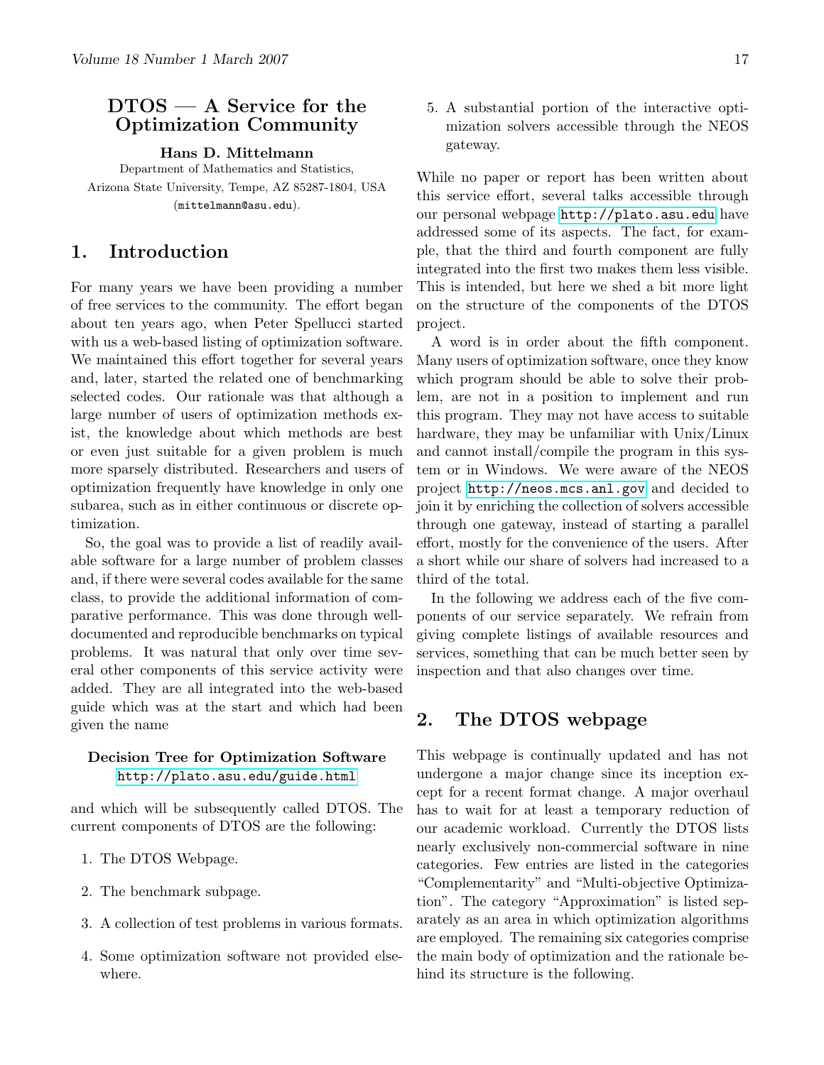# DTOS — A Service for the Optimization Community

**Hans D. Mittelmann**

Department of Mathematics and Statistics,
Arizona State University, Tempe, AZ 85287-1804, USA
(mittelmann@asu.edu).

## 1. Introduction

For many years we have been providing a number of free services to the community. The effort began about ten years ago, when Peter Spellucci started with us a web-based listing of optimization software. We maintained this effort together for several years and, later, started the related one of benchmarking selected codes. Our rationale was that although a large number of users of optimization methods exist, the knowledge about which methods are best or even just suitable for a given problem is much more sparsely distributed. Researchers and users of optimization frequently have knowledge in only one subarea, such as in either continuous or discrete optimization.

So, the goal was to provide a list of readily available software for a large number of problem classes and, if there were several codes available for the same class, to provide the additional information of comparative performance. This was done through well-documented and reproducible benchmarks on typical problems. It was natural that only over time several other components of this service activity were added. They are all integrated into the web-based guide which was at the start and which had been given the name

**Decision Tree for Optimization Software**
http://plato.asu.edu/guide.html

and which will be subsequently called DTOS. The current components of DTOS are the following:

1. The DTOS Webpage.
2. The benchmark subpage.
3. A collection of test problems in various formats.
4. Some optimization software not provided elsewhere.
5. A substantial portion of the interactive optimization solvers accessible through the NEOS gateway.

While no paper or report has been written about this service effort, several talks accessible through our personal webpage http://plato.asu.edu have addressed some of its aspects. The fact, for example, that the third and fourth component are fully integrated into the first two makes them less visible. This is intended, but here we shed a bit more light on the structure of the components of the DTOS project.

A word is in order about the fifth component. Many users of optimization software, once they know which program should be able to solve their problem, are not in a position to implement and run this program. They may not have access to suitable hardware, they may be unfamiliar with Unix/Linux and cannot install/compile the program in this system or in Windows. We were aware of the NEOS project http://neos.mcs.anl.gov and decided to join it by enriching the collection of solvers accessible through one gateway, instead of starting a parallel effort, mostly for the convenience of the users. After a short while our share of solvers had increased to a third of the total.

In the following we address each of the five components of our service separately. We refrain from giving complete listings of available resources and services, something that can be much better seen by inspection and that also changes over time.

## 2. The DTOS webpage

This webpage is continually updated and has not undergone a major change since its inception except for a recent format change. A major overhaul has to wait for at least a temporary reduction of our academic workload. Currently the DTOS lists nearly exclusively non-commercial software in nine categories. Few entries are listed in the categories "Complementarity" and "Multi-objective Optimization". The category "Approximation" is listed separately as an area in which optimization algorithms are employed. The remaining six categories comprise the main body of optimization and the rationale behind its structure is the following.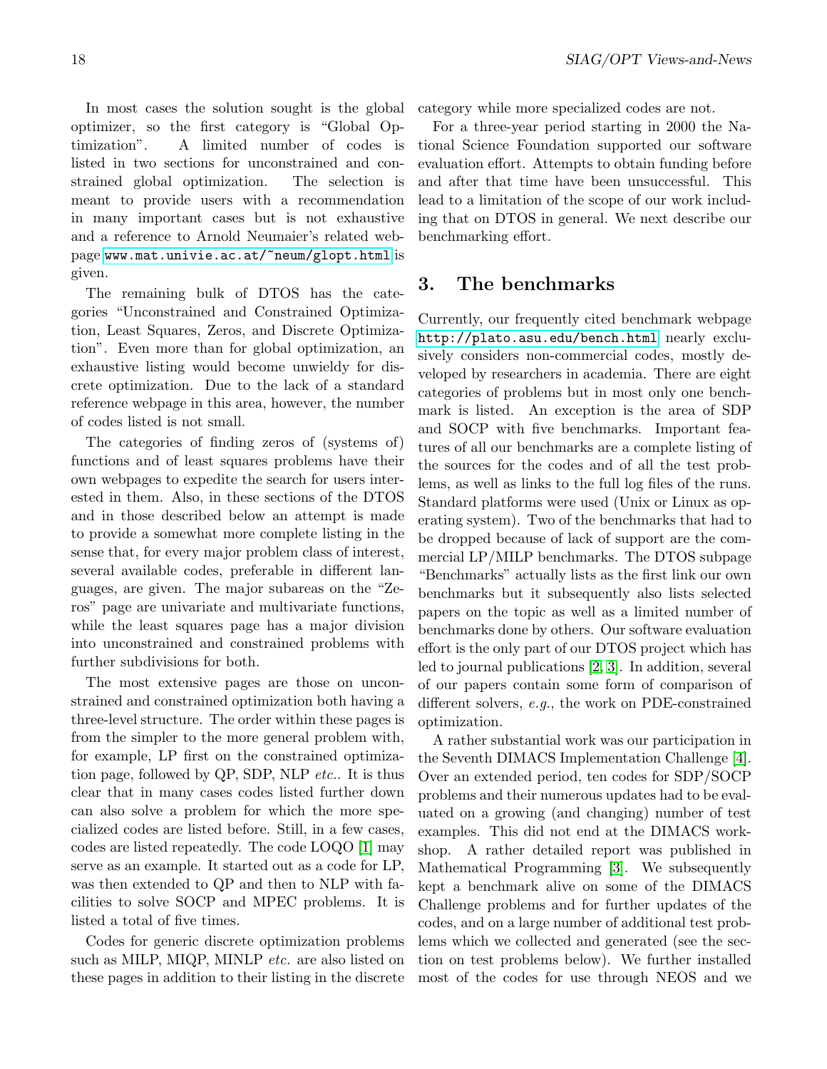In most cases the solution sought is the global optimizer, so the first category is "Global Optimization". A limited number of codes is listed in two sections for unconstrained and constrained global optimization. The selection is meant to provide users with a recommendation in many important cases but is not exhaustive and a reference to Arnold Neumaier's related webpage www.mat.univie.ac.at/~neum/glopt.html is given.

The remaining bulk of DTOS has the categories "Unconstrained and Constrained Optimization, Least Squares, Zeros, and Discrete Optimization". Even more than for global optimization, an exhaustive listing would become unwieldy for discrete optimization. Due to the lack of a standard reference webpage in this area, however, the number of codes listed is not small.

The categories of finding zeros of (systems of) functions and of least squares problems have their own webpages to expedite the search for users interested in them. Also, in these sections of the DTOS and in those described below an attempt is made to provide a somewhat more complete listing in the sense that, for every major problem class of interest, several available codes, preferable in different languages, are given. The major subareas on the "Zeros" page are univariate and multivariate functions, while the least squares page has a major division into unconstrained and constrained problems with further subdivisions for both.

The most extensive pages are those on unconstrained and constrained optimization both having a three-level structure. The order within these pages is from the simpler to the more general problem with, for example, LP first on the constrained optimization page, followed by QP, SDP, NLP *etc.*. It is thus clear that in many cases codes listed further down can also solve a problem for which the more specialized codes are listed before. Still, in a few cases, codes are listed repeatedly. The code LOQO [1] may serve as an example. It started out as a code for LP, was then extended to QP and then to NLP with facilities to solve SOCP and MPEC problems. It is listed a total of five times.

Codes for generic discrete optimization problems such as MILP, MIQP, MINLP *etc.* are also listed on these pages in addition to their listing in the discrete category while more specialized codes are not.

For a three-year period starting in 2000 the National Science Foundation supported our software evaluation effort. Attempts to obtain funding before and after that time have been unsuccessful. This lead to a limitation of the scope of our work including that on DTOS in general. We next describe our benchmarking effort.

## 3. The benchmarks

Currently, our frequently cited benchmark webpage http://plato.asu.edu/bench.html nearly exclusively considers non-commercial codes, mostly developed by researchers in academia. There are eight categories of problems but in most only one benchmark is listed. An exception is the area of SDP and SOCP with five benchmarks. Important features of all our benchmarks are a complete listing of the sources for the codes and of all the test problems, as well as links to the full log files of the runs. Standard platforms were used (Unix or Linux as operating system). Two of the benchmarks that had to be dropped because of lack of support are the commercial LP/MILP benchmarks. The DTOS subpage "Benchmarks" actually lists as the first link our own benchmarks but it subsequently also lists selected papers on the topic as well as a limited number of benchmarks done by others. Our software evaluation effort is the only part of our DTOS project which has led to journal publications [2, 3]. In addition, several of our papers contain some form of comparison of different solvers, *e.g.*, the work on PDE-constrained optimization.

A rather substantial work was our participation in the Seventh DIMACS Implementation Challenge [4]. Over an extended period, ten codes for SDP/SOCP problems and their numerous updates had to be evaluated on a growing (and changing) number of test examples. This did not end at the DIMACS workshop. A rather detailed report was published in Mathematical Programming [3]. We subsequently kept a benchmark alive on some of the DIMACS Challenge problems and for further updates of the codes, and on a large number of additional test problems which we collected and generated (see the section on test problems below). We further installed most of the codes for use through NEOS and we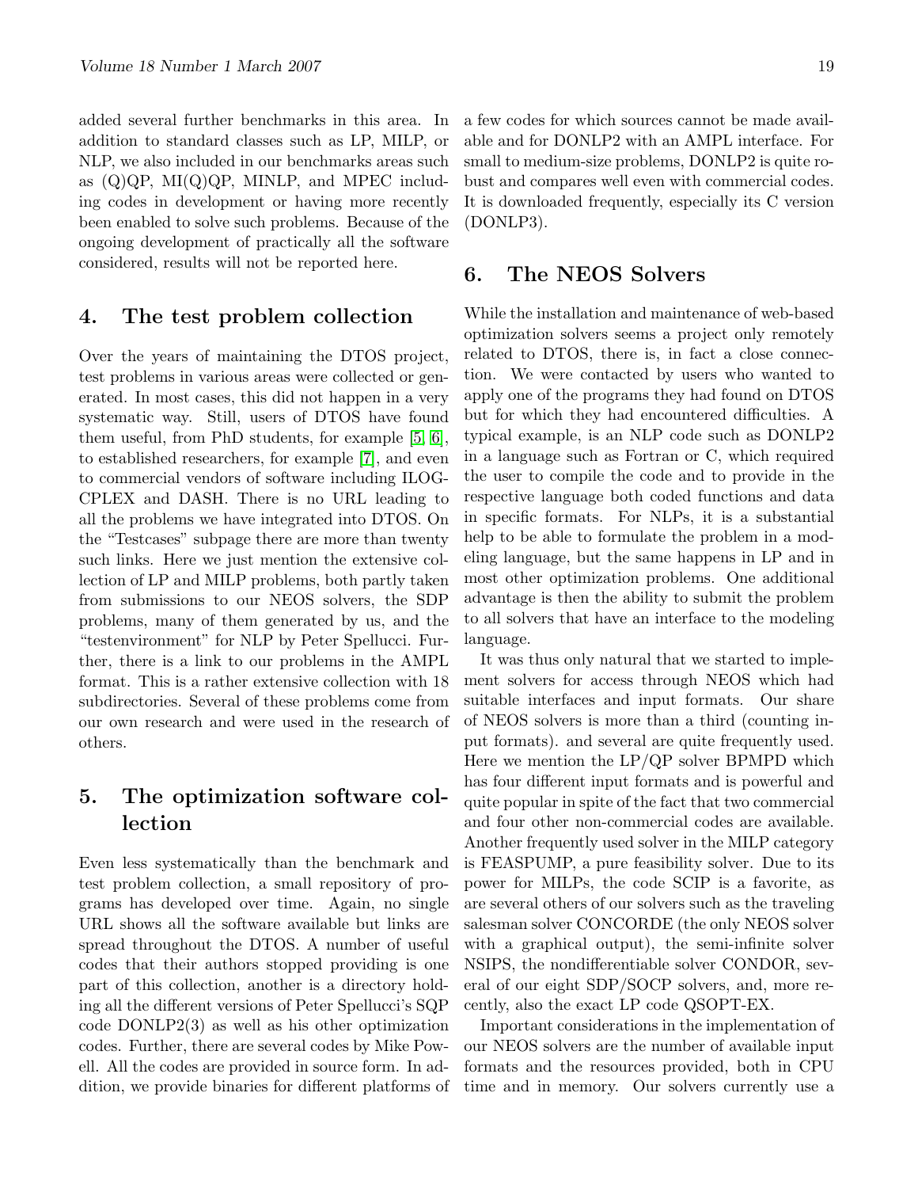added several further benchmarks in this area. In addition to standard classes such as LP, MILP, or NLP, we also included in our benchmarks areas such as (Q)QP, MI(Q)QP, MINLP, and MPEC including codes in development or having more recently been enabled to solve such problems. Because of the ongoing development of practically all the software considered, results will not be reported here.

## 4. The test problem collection

Over the years of maintaining the DTOS project, test problems in various areas were collected or generated. In most cases, this did not happen in a very systematic way. Still, users of DTOS have found them useful, from PhD students, for example [5, 6], to established researchers, for example [7], and even to commercial vendors of software including ILOG-CPLEX and DASH. There is no URL leading to all the problems we have integrated into DTOS. On the "Testcases" subpage there are more than twenty such links. Here we just mention the extensive collection of LP and MILP problems, both partly taken from submissions to our NEOS solvers, the SDP problems, many of them generated by us, and the "testenvironment" for NLP by Peter Spellucci. Further, there is a link to our problems in the AMPL format. This is a rather extensive collection with 18 subdirectories. Several of these problems come from our own research and were used in the research of others.

## 5. The optimization software collection

Even less systematically than the benchmark and test problem collection, a small repository of programs has developed over time. Again, no single URL shows all the software available but links are spread throughout the DTOS. A number of useful codes that their authors stopped providing is one part of this collection, another is a directory holding all the different versions of Peter Spellucci's SQP code DONLP2(3) as well as his other optimization codes. Further, there are several codes by Mike Powell. All the codes are provided in source form. In addition, we provide binaries for different platforms of a few codes for which sources cannot be made available and for DONLP2 with an AMPL interface. For small to medium-size problems, DONLP2 is quite robust and compares well even with commercial codes. It is downloaded frequently, especially its C version (DONLP3).

## 6. The NEOS Solvers

While the installation and maintenance of web-based optimization solvers seems a project only remotely related to DTOS, there is, in fact a close connection. We were contacted by users who wanted to apply one of the programs they had found on DTOS but for which they had encountered difficulties. A typical example, is an NLP code such as DONLP2 in a language such as Fortran or C, which required the user to compile the code and to provide in the respective language both coded functions and data in specific formats. For NLPs, it is a substantial help to be able to formulate the problem in a modeling language, but the same happens in LP and in most other optimization problems. One additional advantage is then the ability to submit the problem to all solvers that have an interface to the modeling language.

It was thus only natural that we started to implement solvers for access through NEOS which had suitable interfaces and input formats. Our share of NEOS solvers is more than a third (counting input formats). and several are quite frequently used. Here we mention the LP/QP solver BPMPD which has four different input formats and is powerful and quite popular in spite of the fact that two commercial and four other non-commercial codes are available. Another frequently used solver in the MILP category is FEASPUMP, a pure feasibility solver. Due to its power for MILPs, the code SCIP is a favorite, as are several others of our solvers such as the traveling salesman solver CONCORDE (the only NEOS solver with a graphical output), the semi-infinite solver NSIPS, the nondifferentiable solver CONDOR, several of our eight SDP/SOCP solvers, and, more recently, also the exact LP code QSOPT-EX.

Important considerations in the implementation of our NEOS solvers are the number of available input formats and the resources provided, both in CPU time and in memory. Our solvers currently use a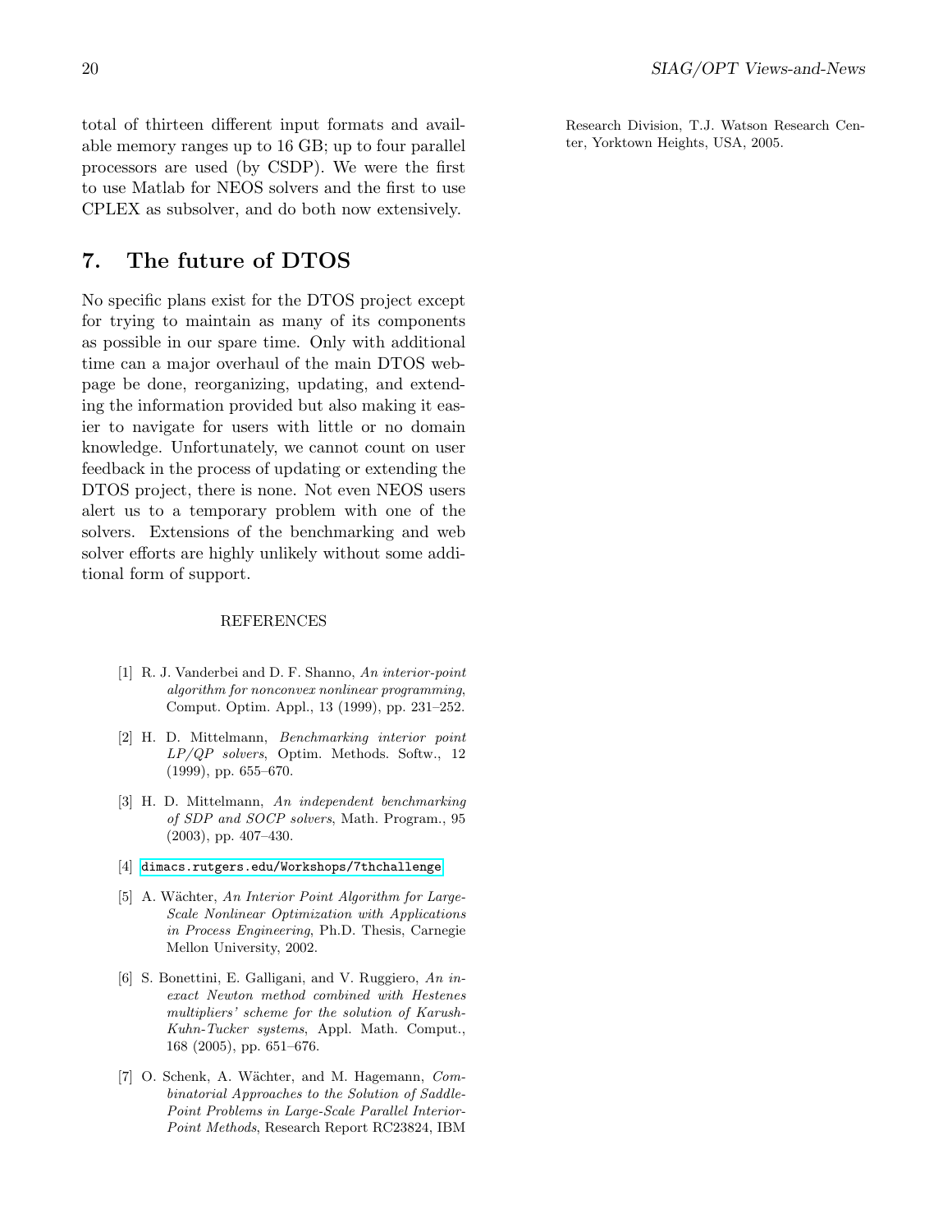total of thirteen different input formats and available memory ranges up to 16 GB; up to four parallel processors are used (by CSDP). We were the first to use Matlab for NEOS solvers and the first to use CPLEX as subsolver, and do both now extensively.

## 7. The future of DTOS

No specific plans exist for the DTOS project except for trying to maintain as many of its components as possible in our spare time. Only with additional time can a major overhaul of the main DTOS webpage be done, reorganizing, updating, and extending the information provided but also making it easier to navigate for users with little or no domain knowledge. Unfortunately, we cannot count on user feedback in the process of updating or extending the DTOS project, there is none. Not even NEOS users alert us to a temporary problem with one of the solvers. Extensions of the benchmarking and web solver efforts are highly unlikely without some additional form of support.

REFERENCES

[1] R. J. Vanderbei and D. F. Shanno, *An interior-point algorithm for nonconvex nonlinear programming*, Comput. Optim. Appl., 13 (1999), pp. 231–252.

[2] H. D. Mittelmann, *Benchmarking interior point LP/QP solvers*, Optim. Methods. Softw., 12 (1999), pp. 655–670.

[3] H. D. Mittelmann, *An independent benchmarking of SDP and SOCP solvers*, Math. Program., 95 (2003), pp. 407–430.

[4] `dimacs.rutgers.edu/Workshops/7thchallenge`

[5] A. Wächter, *An Interior Point Algorithm for Large-Scale Nonlinear Optimization with Applications in Process Engineering*, Ph.D. Thesis, Carnegie Mellon University, 2002.

[6] S. Bonettini, E. Galligani, and V. Ruggiero, *An inexact Newton method combined with Hestenes multipliers' scheme for the solution of Karush-Kuhn-Tucker systems*, Appl. Math. Comput., 168 (2005), pp. 651–676.

[7] O. Schenk, A. Wächter, and M. Hagemann, *Combinatorial Approaches to the Solution of Saddle-Point Problems in Large-Scale Parallel Interior-Point Methods*, Research Report RC23824, IBM Research Division, T.J. Watson Research Center, Yorktown Heights, USA, 2005.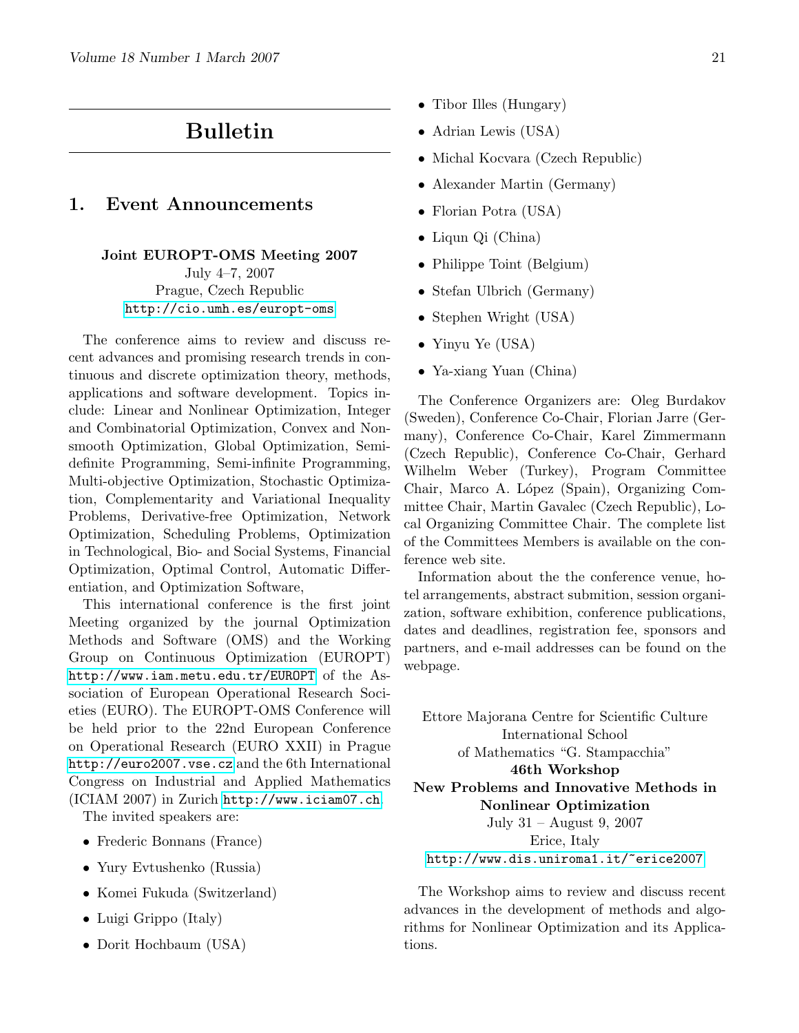# Bulletin

## 1. Event Announcements

**Joint EUROPT-OMS Meeting 2007**
July 4–7, 2007
Prague, Czech Republic
http://cio.umh.es/europt-oms

The conference aims to review and discuss recent advances and promising research trends in continuous and discrete optimization theory, methods, applications and software development. Topics include: Linear and Nonlinear Optimization, Integer and Combinatorial Optimization, Convex and Nonsmooth Optimization, Global Optimization, Semidefinite Programming, Semi-infinite Programming, Multi-objective Optimization, Stochastic Optimization, Complementarity and Variational Inequality Problems, Derivative-free Optimization, Network Optimization, Scheduling Problems, Optimization in Technological, Bio- and Social Systems, Financial Optimization, Optimal Control, Automatic Differentiation, and Optimization Software,

This international conference is the first joint Meeting organized by the journal Optimization Methods and Software (OMS) and the Working Group on Continuous Optimization (EUROPT) http://www.iam.metu.edu.tr/EUROPT of the Association of European Operational Research Societies (EURO). The EUROPT-OMS Conference will be held prior to the 22nd European Conference on Operational Research (EURO XXII) in Prague http://euro2007.vse.cz and the 6th International Congress on Industrial and Applied Mathematics (ICIAM 2007) in Zurich http://www.iciam07.ch.

The invited speakers are:

- Frederic Bonnans (France)
- Yury Evtushenko (Russia)
- Komei Fukuda (Switzerland)
- Luigi Grippo (Italy)
- Dorit Hochbaum (USA)
- Tibor Illes (Hungary)
- Adrian Lewis (USA)
- Michal Kocvara (Czech Republic)
- Alexander Martin (Germany)
- Florian Potra (USA)
- Liqun Qi (China)
- Philippe Toint (Belgium)
- Stefan Ulbrich (Germany)
- Stephen Wright (USA)
- Yinyu Ye (USA)
- Ya-xiang Yuan (China)

The Conference Organizers are: Oleg Burdakov (Sweden), Conference Co-Chair, Florian Jarre (Germany), Conference Co-Chair, Karel Zimmermann (Czech Republic), Conference Co-Chair, Gerhard Wilhelm Weber (Turkey), Program Committee Chair, Marco A. López (Spain), Organizing Committee Chair, Martin Gavalec (Czech Republic), Local Organizing Committee Chair. The complete list of the Committees Members is available on the conference web site.

Information about the the conference venue, hotel arrangements, abstract submition, session organization, software exhibition, conference publications, dates and deadlines, registration fee, sponsors and partners, and e-mail addresses can be found on the webpage.

Ettore Majorana Centre for Scientific Culture
International School
of Mathematics "G. Stampacchia"
**46th Workshop**
**New Problems and Innovative Methods in Nonlinear Optimization**
July 31 – August 9, 2007
Erice, Italy
http://www.dis.uniroma1.it/~erice2007

The Workshop aims to review and discuss recent advances in the development of methods and algorithms for Nonlinear Optimization and its Applications.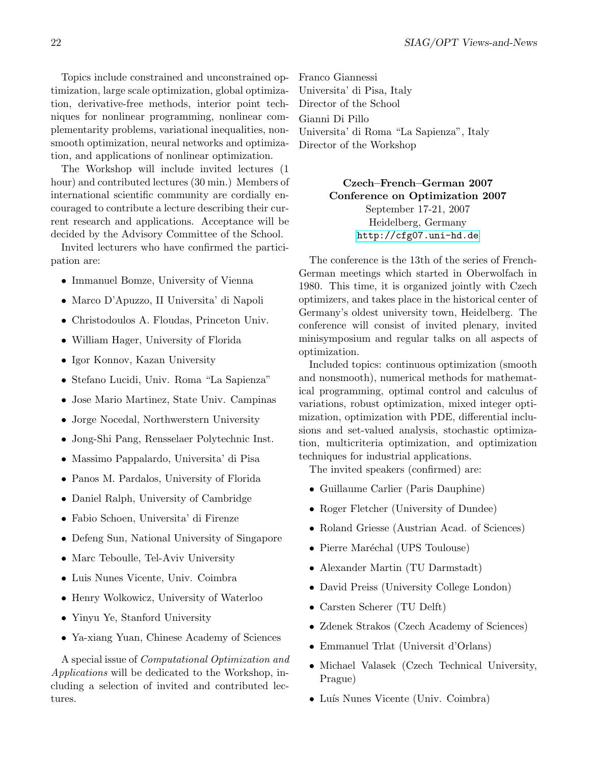Topics include constrained and unconstrained optimization, large scale optimization, global optimization, derivative-free methods, interior point techniques for nonlinear programming, nonlinear complementarity problems, variational inequalities, nonsmooth optimization, neural networks and optimization, and applications of nonlinear optimization.

The Workshop will include invited lectures (1 hour) and contributed lectures (30 min.) Members of international scientific community are cordially encouraged to contribute a lecture describing their current research and applications. Acceptance will be decided by the Advisory Committee of the School.

Invited lecturers who have confirmed the participation are:

- Immanuel Bomze, University of Vienna
- Marco D'Apuzzo, II Universita' di Napoli
- Christodoulos A. Floudas, Princeton Univ.
- William Hager, University of Florida
- Igor Konnov, Kazan University
- Stefano Lucidi, Univ. Roma "La Sapienza"
- Jose Mario Martinez, State Univ. Campinas
- Jorge Nocedal, Northwerstern University
- Jong-Shi Pang, Rensselaer Polytechnic Inst.
- Massimo Pappalardo, Universita' di Pisa
- Panos M. Pardalos, University of Florida
- Daniel Ralph, University of Cambridge
- Fabio Schoen, Universita' di Firenze
- Defeng Sun, National University of Singapore
- Marc Teboulle, Tel-Aviv University
- Luis Nunes Vicente, Univ. Coimbra
- Henry Wolkowicz, University of Waterloo
- Yinyu Ye, Stanford University
- Ya-xiang Yuan, Chinese Academy of Sciences

A special issue of *Computational Optimization and Applications* will be dedicated to the Workshop, including a selection of invited and contributed lectures.

Franco Giannessi
Universita' di Pisa, Italy
Director of the School

Gianni Di Pillo
Universita' di Roma "La Sapienza", Italy
Director of the Workshop

**Czech–French–German 2007**
**Conference on Optimization 2007**
September 17-21, 2007
Heidelberg, Germany
http://cfg07.uni-hd.de

The conference is the 13th of the series of French-German meetings which started in Oberwolfach in 1980. This time, it is organized jointly with Czech optimizers, and takes place in the historical center of Germany's oldest university town, Heidelberg. The conference will consist of invited plenary, invited minisymposium and regular talks on all aspects of optimization.

Included topics: continuous optimization (smooth and nonsmooth), numerical methods for mathematical programming, optimal control and calculus of variations, robust optimization, mixed integer optimization, optimization with PDE, differential inclusions and set-valued analysis, stochastic optimization, multicriteria optimization, and optimization techniques for industrial applications.

The invited speakers (confirmed) are:

- Guillaume Carlier (Paris Dauphine)
- Roger Fletcher (University of Dundee)
- Roland Griesse (Austrian Acad. of Sciences)
- Pierre Maréchal (UPS Toulouse)
- Alexander Martin (TU Darmstadt)
- David Preiss (University College London)
- Carsten Scherer (TU Delft)
- Zdenek Strakos (Czech Academy of Sciences)
- Emmanuel Trlat (Universit d'Orlans)
- Michael Valasek (Czech Technical University, Prague)
- Luís Nunes Vicente (Univ. Coimbra)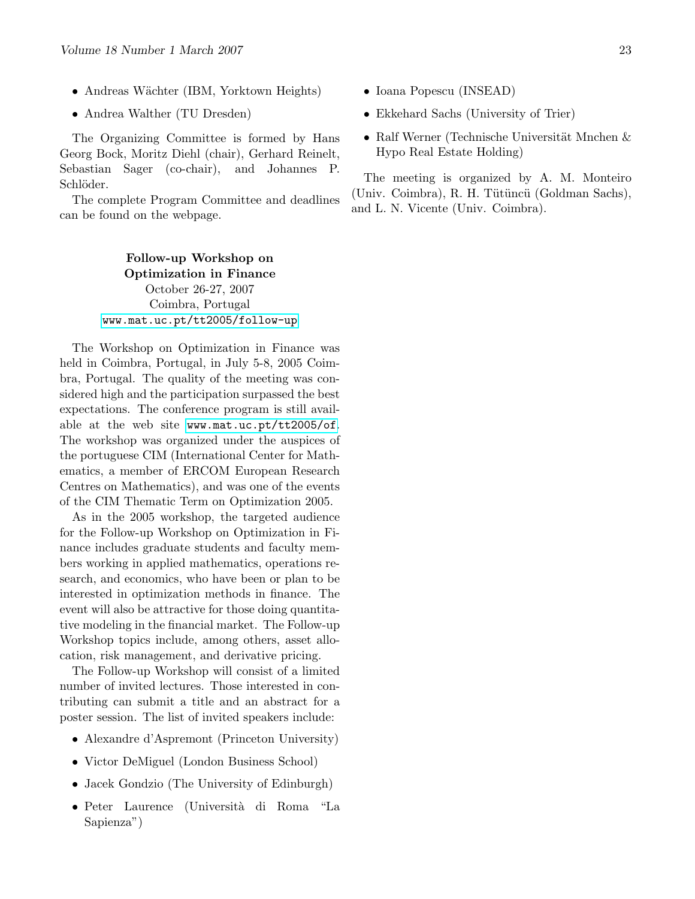- Andreas Wächter (IBM, Yorktown Heights)
- Andrea Walther (TU Dresden)

The Organizing Committee is formed by Hans Georg Bock, Moritz Diehl (chair), Gerhard Reinelt, Sebastian Sager (co-chair), and Johannes P. Schlöder.

The complete Program Committee and deadlines can be found on the webpage.

**Follow-up Workshop on Optimization in Finance**
October 26-27, 2007
Coimbra, Portugal
www.mat.uc.pt/tt2005/follow-up

The Workshop on Optimization in Finance was held in Coimbra, Portugal, in July 5-8, 2005 Coimbra, Portugal. The quality of the meeting was considered high and the participation surpassed the best expectations. The conference program is still available at the web site www.mat.uc.pt/tt2005/of. The workshop was organized under the auspices of the portuguese CIM (International Center for Mathematics, a member of ERCOM European Research Centres on Mathematics), and was one of the events of the CIM Thematic Term on Optimization 2005.

As in the 2005 workshop, the targeted audience for the Follow-up Workshop on Optimization in Finance includes graduate students and faculty members working in applied mathematics, operations research, and economics, who have been or plan to be interested in optimization methods in finance. The event will also be attractive for those doing quantitative modeling in the financial market. The Follow-up Workshop topics include, among others, asset allocation, risk management, and derivative pricing.

The Follow-up Workshop will consist of a limited number of invited lectures. Those interested in contributing can submit a title and an abstract for a poster session. The list of invited speakers include:

- Alexandre d'Aspremont (Princeton University)
- Victor DeMiguel (London Business School)
- Jacek Gondzio (The University of Edinburgh)
- Peter Laurence (Università di Roma "La Sapienza")
- Ioana Popescu (INSEAD)
- Ekkehard Sachs (University of Trier)
- Ralf Werner (Technische Universität Mnchen & Hypo Real Estate Holding)

The meeting is organized by A. M. Monteiro (Univ. Coimbra), R. H. Tütüncü (Goldman Sachs), and L. N. Vicente (Univ. Coimbra).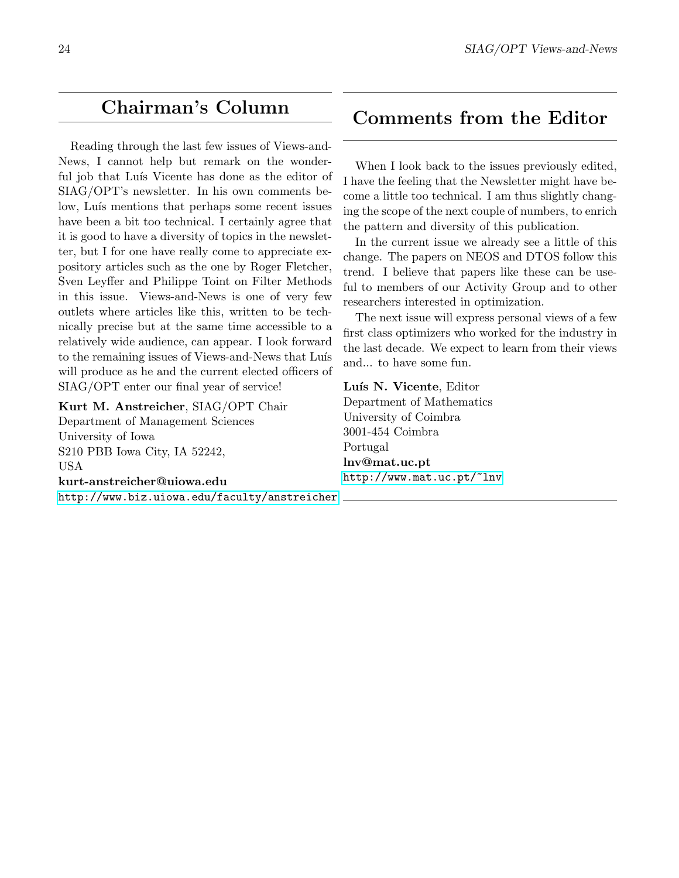## Chairman's Column

Reading through the last few issues of Views-and-News, I cannot help but remark on the wonderful job that Luís Vicente has done as the editor of SIAG/OPT's newsletter. In his own comments below, Luís mentions that perhaps some recent issues have been a bit too technical. I certainly agree that it is good to have a diversity of topics in the newsletter, but I for one have really come to appreciate expository articles such as the one by Roger Fletcher, Sven Leyffer and Philippe Toint on Filter Methods in this issue. Views-and-News is one of very few outlets where articles like this, written to be technically precise but at the same time accessible to a relatively wide audience, can appear. I look forward to the remaining issues of Views-and-News that Luís will produce as he and the current elected officers of SIAG/OPT enter our final year of service!

**Kurt M. Anstreicher**, SIAG/OPT Chair
Department of Management Sciences
University of Iowa
S210 PBB Iowa City, IA 52242,
USA
**kurt-anstreicher@uiowa.edu**
http://www.biz.uiowa.edu/faculty/anstreicher

## Comments from the Editor

When I look back to the issues previously edited, I have the feeling that the Newsletter might have become a little too technical. I am thus slightly changing the scope of the next couple of numbers, to enrich the pattern and diversity of this publication.

In the current issue we already see a little of this change. The papers on NEOS and DTOS follow this trend. I believe that papers like these can be useful to members of our Activity Group and to other researchers interested in optimization.

The next issue will express personal views of a few first class optimizers who worked for the industry in the last decade. We expect to learn from their views and... to have some fun.

**Luís N. Vicente**, Editor
Department of Mathematics
University of Coimbra
3001-454 Coimbra
Portugal
**lnv@mat.uc.pt**
http://www.mat.uc.pt/~lnv